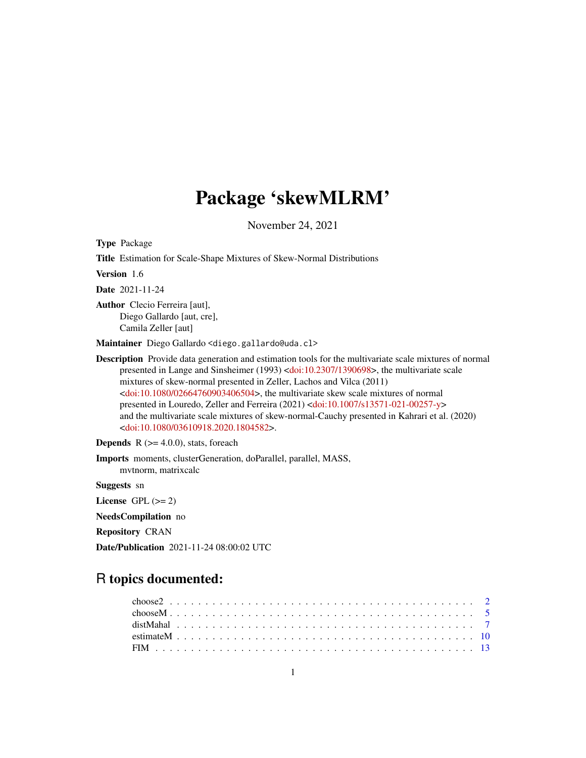# Package 'skewMLRM'

November 24, 2021

**Type** Package

**Title** Estimation for Scale-Shape Mixtures of Skew-Normal Distributions

**Version** 1.6

**Date** 2021-11-24

**Author** Clecio Ferreira [aut],
Diego Gallardo [aut, cre],
Camila Zeller [aut]

**Maintainer** Diego Gallardo <diego.gallardo@uda.cl>

**Description** Provide data generation and estimation tools for the multivariate scale mixtures of normal presented in Lange and Sinsheimer (1993) <doi:10.2307/1390698>, the multivariate scale mixtures of skew-normal presented in Zeller, Lachos and Vilca (2011) <doi:10.1080/02664760903406504>, the multivariate skew scale mixtures of normal presented in Louredo, Zeller and Ferreira (2021) <doi:10.1007/s13571-021-00257-y> and the multivariate scale mixtures of skew-normal-Cauchy presented in Kahrari et al. (2020) <doi:10.1080/03610918.2020.1804582>.

**Depends** R (>= 4.0.0), stats, foreach

**Imports** moments, clusterGeneration, doParallel, parallel, MASS, mvtnorm, matrixcalc

**Suggests** sn

**License** GPL (>= 2)

**NeedsCompilation** no

**Repository** CRAN

**Date/Publication** 2021-11-24 08:00:02 UTC

## R topics documented:

| | |
|---|---|
| choose2 | 2 |
| chooseM | 5 |
| distMahal | 7 |
| estimateM | 10 |
| FIM | 13 |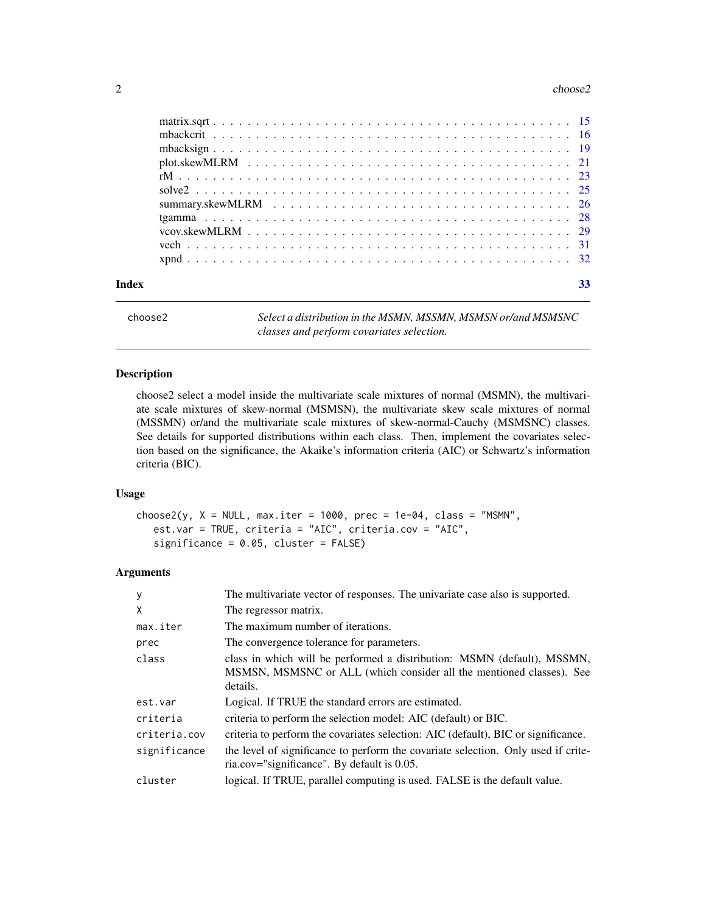matrix.sqrt . . . . . . . . . . . . . . . . . . . . . . . . . . . . . . . . . . . . . . . . 15
mbackcrit . . . . . . . . . . . . . . . . . . . . . . . . . . . . . . . . . . . . . . . . 16
mbacksign . . . . . . . . . . . . . . . . . . . . . . . . . . . . . . . . . . . . . . . . 19
plot.skewMLRM . . . . . . . . . . . . . . . . . . . . . . . . . . . . . . . . . . . . . 21
rM . . . . . . . . . . . . . . . . . . . . . . . . . . . . . . . . . . . . . . . . . . . 23
solve2 . . . . . . . . . . . . . . . . . . . . . . . . . . . . . . . . . . . . . . . . . 25
summary.skewMLRM . . . . . . . . . . . . . . . . . . . . . . . . . . . . . . . . . . 26
tgamma . . . . . . . . . . . . . . . . . . . . . . . . . . . . . . . . . . . . . . . . 28
vcov.skewMLRM . . . . . . . . . . . . . . . . . . . . . . . . . . . . . . . . . . . . 29
vech . . . . . . . . . . . . . . . . . . . . . . . . . . . . . . . . . . . . . . . . . . 31
xpnd . . . . . . . . . . . . . . . . . . . . . . . . . . . . . . . . . . . . . . . . . . 32

**Index** **33**

---

`choose2` — *Select a distribution in the MSMN, MSSMN, MSMSN or/and MSMSNC classes and perform covariates selection.*

---

### Description

choose2 select a model inside the multivariate scale mixtures of normal (MSMN), the multivariate scale mixtures of skew-normal (MSMSN), the multivariate skew scale mixtures of normal (MSSMN) or/and the multivariate scale mixtures of skew-normal-Cauchy (MSMSNC) classes. See details for supported distributions within each class. Then, implement the covariates selection based on the significance, the Akaike's information criteria (AIC) or Schwartz's information criteria (BIC).

### Usage

```
choose2(y, X = NULL, max.iter = 1000, prec = 1e-04, class = "MSMN",
   est.var = TRUE, criteria = "AIC", criteria.cov = "AIC",
   significance = 0.05, cluster = FALSE)
```

### Arguments

| | |
|---|---|
| `y` | The multivariate vector of responses. The univariate case also is supported. |
| `X` | The regressor matrix. |
| `max.iter` | The maximum number of iterations. |
| `prec` | The convergence tolerance for parameters. |
| `class` | class in which will be performed a distribution: MSMN (default), MSSMN, MSMSN, MSMSNC or ALL (which consider all the mentioned classes). See details. |
| `est.var` | Logical. If TRUE the standard errors are estimated. |
| `criteria` | criteria to perform the selection model: AIC (default) or BIC. |
| `criteria.cov` | criteria to perform the covariates selection: AIC (default), BIC or significance. |
| `significance` | the level of significance to perform the covariate selection. Only used if criteria.cov="significance". By default is 0.05. |
| `cluster` | logical. If TRUE, parallel computing is used. FALSE is the default value. |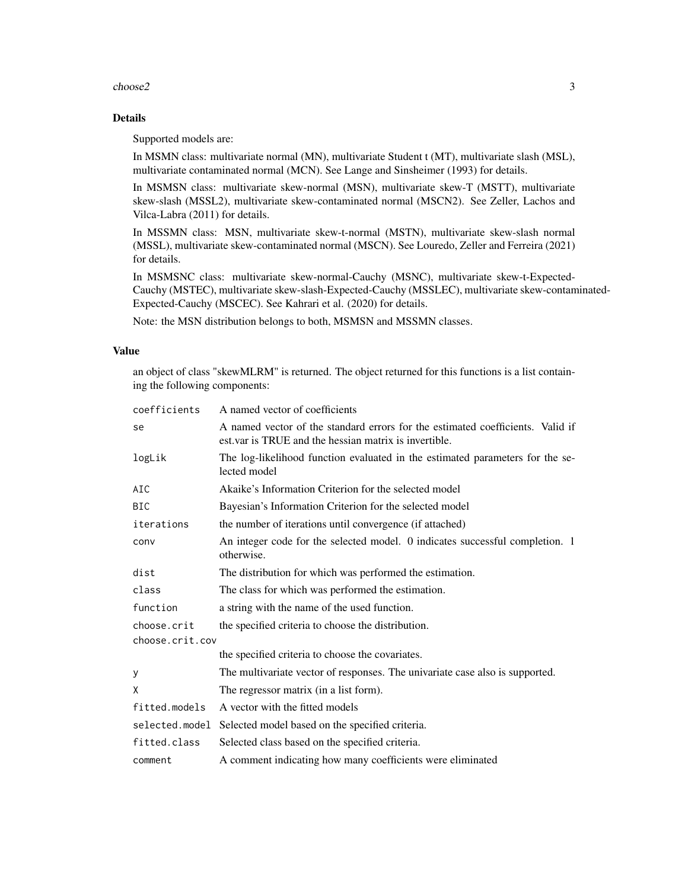## Details

Supported models are:

In MSMN class: multivariate normal (MN), multivariate Student t (MT), multivariate slash (MSL), multivariate contaminated normal (MCN). See Lange and Sinsheimer (1993) for details.

In MSMSN class: multivariate skew-normal (MSN), multivariate skew-T (MSTT), multivariate skew-slash (MSSL2), multivariate skew-contaminated normal (MSCN2). See Zeller, Lachos and Vilca-Labra (2011) for details.

In MSSMN class: MSN, multivariate skew-t-normal (MSTN), multivariate skew-slash normal (MSSL), multivariate skew-contaminated normal (MSCN). See Louredo, Zeller and Ferreira (2021) for details.

In MSMSNC class: multivariate skew-normal-Cauchy (MSNC), multivariate skew-t-Expected-Cauchy (MSTEC), multivariate skew-slash-Expected-Cauchy (MSSLEC), multivariate skew-contaminated-Expected-Cauchy (MSCEC). See Kahrari et al. (2020) for details.

Note: the MSN distribution belongs to both, MSMSN and MSSMN classes.

## Value

an object of class "skewMLRM" is returned. The object returned for this functions is a list containing the following components:

| | |
|---|---|
| `coefficients` | A named vector of coefficients |
| `se` | A named vector of the standard errors for the estimated coefficients. Valid if est.var is TRUE and the hessian matrix is invertible. |
| `logLik` | The log-likelihood function evaluated in the estimated parameters for the selected model |
| `AIC` | Akaike's Information Criterion for the selected model |
| `BIC` | Bayesian's Information Criterion for the selected model |
| `iterations` | the number of iterations until convergence (if attached) |
| `conv` | An integer code for the selected model. 0 indicates successful completion. 1 otherwise. |
| `dist` | The distribution for which was performed the estimation. |
| `class` | The class for which was performed the estimation. |
| `function` | a string with the name of the used function. |
| `choose.crit` | the specified criteria to choose the distribution. |
| `choose.crit.cov` | the specified criteria to choose the covariates. |
| `y` | The multivariate vector of responses. The univariate case also is supported. |
| `X` | The regressor matrix (in a list form). |
| `fitted.models` | A vector with the fitted models |
| `selected.model` | Selected model based on the specified criteria. |
| `fitted.class` | Selected class based on the specified criteria. |
| `comment` | A comment indicating how many coefficients were eliminated |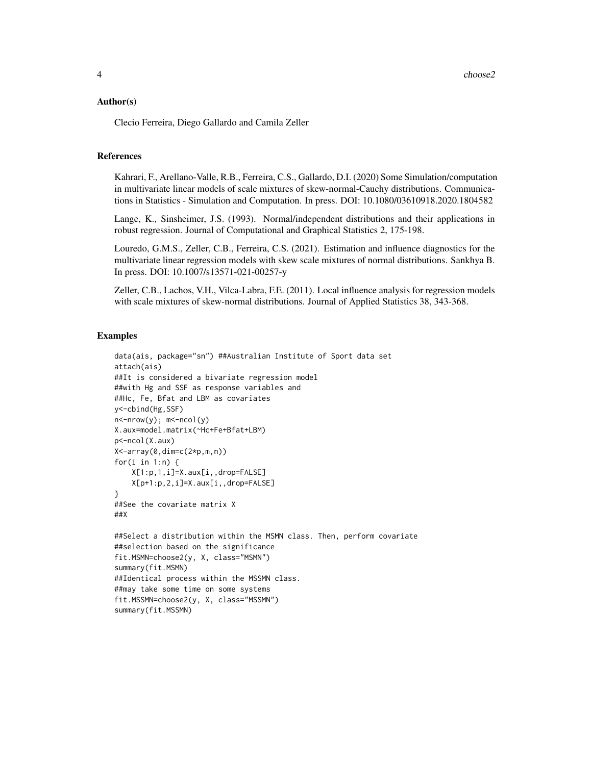## Author(s)

Clecio Ferreira, Diego Gallardo and Camila Zeller

## References

Kahrari, F., Arellano-Valle, R.B., Ferreira, C.S., Gallardo, D.I. (2020) Some Simulation/computation in multivariate linear models of scale mixtures of skew-normal-Cauchy distributions. Communications in Statistics - Simulation and Computation. In press. DOI: 10.1080/03610918.2020.1804582

Lange, K., Sinsheimer, J.S. (1993). Normal/independent distributions and their applications in robust regression. Journal of Computational and Graphical Statistics 2, 175-198.

Louredo, G.M.S., Zeller, C.B., Ferreira, C.S. (2021). Estimation and influence diagnostics for the multivariate linear regression models with skew scale mixtures of normal distributions. Sankhya B. In press. DOI: 10.1007/s13571-021-00257-y

Zeller, C.B., Lachos, V.H., Vilca-Labra, F.E. (2011). Local influence analysis for regression models with scale mixtures of skew-normal distributions. Journal of Applied Statistics 38, 343-368.

## Examples

```
data(ais, package="sn") ##Australian Institute of Sport data set
attach(ais)
##It is considered a bivariate regression model
##with Hg and SSF as response variables and
##Hc, Fe, Bfat and LBM as covariates
y<-cbind(Hg,SSF)
n<-nrow(y); m<-ncol(y)
X.aux=model.matrix(~Hc+Fe+Bfat+LBM)
p<-ncol(X.aux)
X<-array(0,dim=c(2*p,m,n))
for(i in 1:n) {
    X[1:p,1,i]=X.aux[i,,drop=FALSE]
    X[p+1:p,2,i]=X.aux[i,,drop=FALSE]
}
##See the covariate matrix X
##X

##Select a distribution within the MSMN class. Then, perform covariate
##selection based on the significance
fit.MSMN=choose2(y, X, class="MSMN")
summary(fit.MSMN)
##Identical process within the MSSMN class.
##may take some time on some systems
fit.MSSMN=choose2(y, X, class="MSSMN")
summary(fit.MSSMN)
```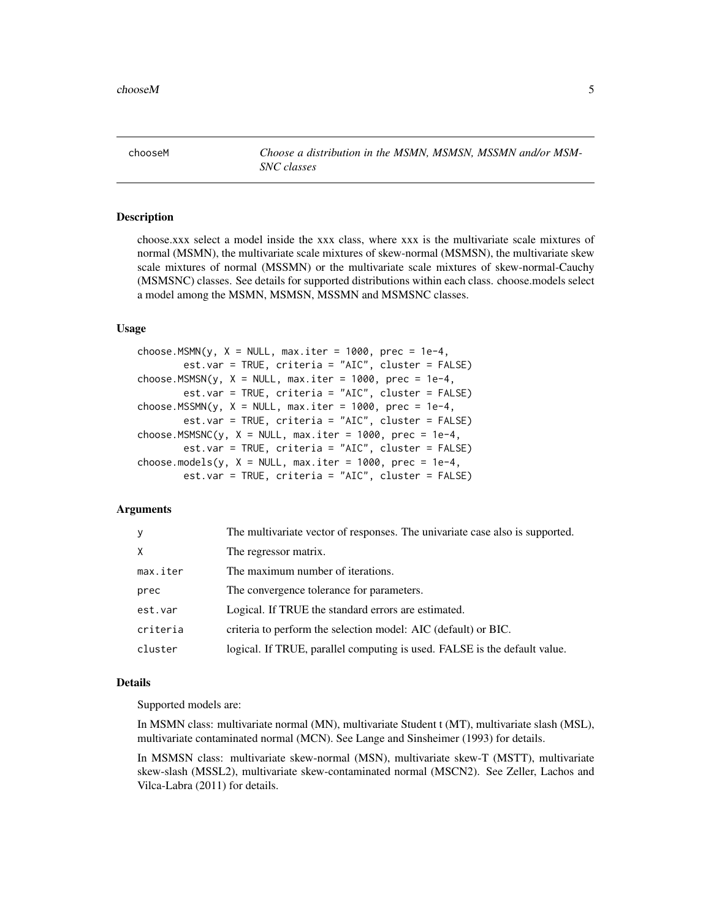# chooseM

*Choose a distribution in the MSMN, MSMSN, MSSMN and/or MSMSNC classes*

## Description

choose.xxx select a model inside the xxx class, where xxx is the multivariate scale mixtures of normal (MSMN), the multivariate scale mixtures of skew-normal (MSMSN), the multivariate skew scale mixtures of normal (MSSMN) or the multivariate scale mixtures of skew-normal-Cauchy (MSMSNC) classes. See details for supported distributions within each class. choose.models select a model among the MSMN, MSMSN, MSSMN and MSMSNC classes.

## Usage

```
choose.MSMN(y, X = NULL, max.iter = 1000, prec = 1e-4,
        est.var = TRUE, criteria = "AIC", cluster = FALSE)
choose.MSMSN(y, X = NULL, max.iter = 1000, prec = 1e-4,
        est.var = TRUE, criteria = "AIC", cluster = FALSE)
choose.MSSMN(y, X = NULL, max.iter = 1000, prec = 1e-4,
        est.var = TRUE, criteria = "AIC", cluster = FALSE)
choose.MSMSNC(y, X = NULL, max.iter = 1000, prec = 1e-4,
        est.var = TRUE, criteria = "AIC", cluster = FALSE)
choose.models(y, X = NULL, max.iter = 1000, prec = 1e-4,
        est.var = TRUE, criteria = "AIC", cluster = FALSE)
```

## Arguments

| | |
|---|---|
| `y` | The multivariate vector of responses. The univariate case also is supported. |
| `X` | The regressor matrix. |
| `max.iter` | The maximum number of iterations. |
| `prec` | The convergence tolerance for parameters. |
| `est.var` | Logical. If TRUE the standard errors are estimated. |
| `criteria` | criteria to perform the selection model: AIC (default) or BIC. |
| `cluster` | logical. If TRUE, parallel computing is used. FALSE is the default value. |

## Details

Supported models are:

In MSMN class: multivariate normal (MN), multivariate Student t (MT), multivariate slash (MSL), multivariate contaminated normal (MCN). See Lange and Sinsheimer (1993) for details.

In MSMSN class: multivariate skew-normal (MSN), multivariate skew-T (MSTT), multivariate skew-slash (MSSL2), multivariate skew-contaminated normal (MSCN2). See Zeller, Lachos and Vilca-Labra (2011) for details.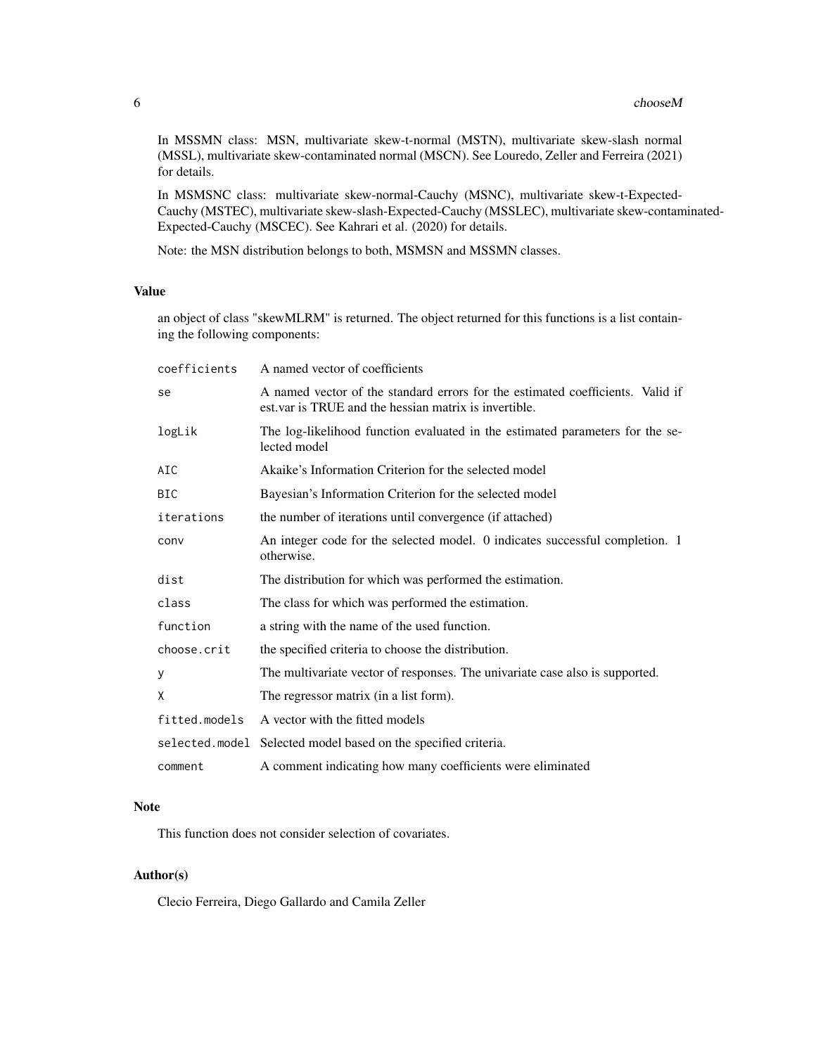In MSSMN class: MSN, multivariate skew-t-normal (MSTN), multivariate skew-slash normal (MSSL), multivariate skew-contaminated normal (MSCN). See Louredo, Zeller and Ferreira (2021) for details.

In MSMSNC class: multivariate skew-normal-Cauchy (MSNC), multivariate skew-t-Expected-Cauchy (MSTEC), multivariate skew-slash-Expected-Cauchy (MSSLEC), multivariate skew-contaminated-Expected-Cauchy (MSCEC). See Kahrari et al. (2020) for details.

Note: the MSN distribution belongs to both, MSMSN and MSSMN classes.

### Value

an object of class "skewMLRM" is returned. The object returned for this functions is a list containing the following components:

| | |
|---|---|
| `coefficients` | A named vector of coefficients |
| `se` | A named vector of the standard errors for the estimated coefficients. Valid if est.var is TRUE and the hessian matrix is invertible. |
| `logLik` | The log-likelihood function evaluated in the estimated parameters for the selected model |
| `AIC` | Akaike's Information Criterion for the selected model |
| `BIC` | Bayesian's Information Criterion for the selected model |
| `iterations` | the number of iterations until convergence (if attached) |
| `conv` | An integer code for the selected model. 0 indicates successful completion. 1 otherwise. |
| `dist` | The distribution for which was performed the estimation. |
| `class` | The class for which was performed the estimation. |
| `function` | a string with the name of the used function. |
| `choose.crit` | the specified criteria to choose the distribution. |
| `y` | The multivariate vector of responses. The univariate case also is supported. |
| `X` | The regressor matrix (in a list form). |
| `fitted.models` | A vector with the fitted models |
| `selected.model` | Selected model based on the specified criteria. |
| `comment` | A comment indicating how many coefficients were eliminated |

### Note

This function does not consider selection of covariates.

### Author(s)

Clecio Ferreira, Diego Gallardo and Camila Zeller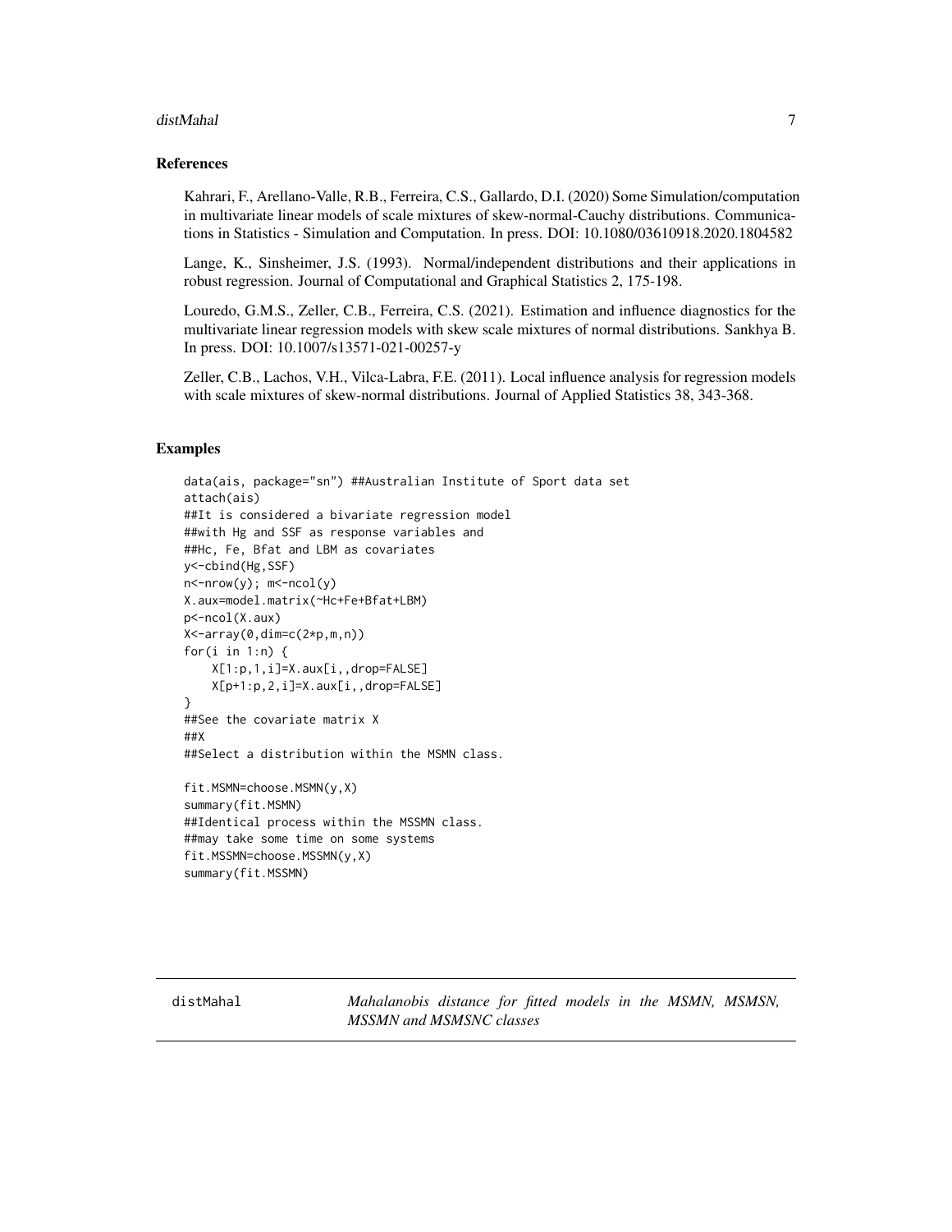### References

Kahrari, F., Arellano-Valle, R.B., Ferreira, C.S., Gallardo, D.I. (2020) Some Simulation/computation in multivariate linear models of scale mixtures of skew-normal-Cauchy distributions. Communications in Statistics - Simulation and Computation. In press. DOI: 10.1080/03610918.2020.1804582

Lange, K., Sinsheimer, J.S. (1993). Normal/independent distributions and their applications in robust regression. Journal of Computational and Graphical Statistics 2, 175-198.

Louredo, G.M.S., Zeller, C.B., Ferreira, C.S. (2021). Estimation and influence diagnostics for the multivariate linear regression models with skew scale mixtures of normal distributions. Sankhya B. In press. DOI: 10.1007/s13571-021-00257-y

Zeller, C.B., Lachos, V.H., Vilca-Labra, F.E. (2011). Local influence analysis for regression models with scale mixtures of skew-normal distributions. Journal of Applied Statistics 38, 343-368.

### Examples

```
data(ais, package="sn") ##Australian Institute of Sport data set
attach(ais)
##It is considered a bivariate regression model
##with Hg and SSF as response variables and
##Hc, Fe, Bfat and LBM as covariates
y<-cbind(Hg,SSF)
n<-nrow(y); m<-ncol(y)
X.aux=model.matrix(~Hc+Fe+Bfat+LBM)
p<-ncol(X.aux)
X<-array(0,dim=c(2*p,m,n))
for(i in 1:n) {
    X[1:p,1,i]=X.aux[i,,drop=FALSE]
    X[p+1:p,2,i]=X.aux[i,,drop=FALSE]
}
##See the covariate matrix X
##X
##Select a distribution within the MSMN class.

fit.MSMN=choose.MSMN(y,X)
summary(fit.MSMN)
##Identical process within the MSSMN class.
##may take some time on some systems
fit.MSSMN=choose.MSSMN(y,X)
summary(fit.MSSMN)
```

---

## distMahal — *Mahalanobis distance for fitted models in the MSMN, MSMSN, MSSMN and MSMSNC classes*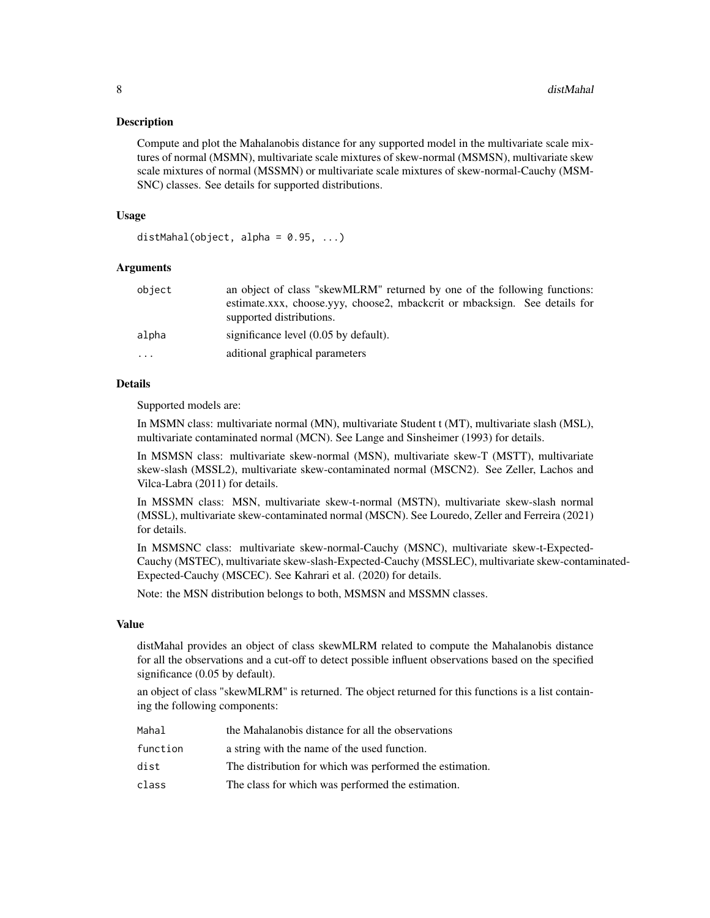## Description

Compute and plot the Mahalanobis distance for any supported model in the multivariate scale mixtures of normal (MSMN), multivariate scale mixtures of skew-normal (MSMSN), multivariate skew scale mixtures of normal (MSSMN) or multivariate scale mixtures of skew-normal-Cauchy (MSMSNC) classes. See details for supported distributions.

## Usage

```
distMahal(object, alpha = 0.95, ...)
```

## Arguments

| | |
|---|---|
| object | an object of class "skewMLRM" returned by one of the following functions: estimate.xxx, choose.yyy, choose2, mbackcrit or mbacksign. See details for supported distributions. |
| alpha | significance level (0.05 by default). |
| ... | aditional graphical parameters |

## Details

Supported models are:

In MSMN class: multivariate normal (MN), multivariate Student t (MT), multivariate slash (MSL), multivariate contaminated normal (MCN). See Lange and Sinsheimer (1993) for details.

In MSMSN class: multivariate skew-normal (MSN), multivariate skew-T (MSTT), multivariate skew-slash (MSSL2), multivariate skew-contaminated normal (MSCN2). See Zeller, Lachos and Vilca-Labra (2011) for details.

In MSSMN class: MSN, multivariate skew-t-normal (MSTN), multivariate skew-slash normal (MSSL), multivariate skew-contaminated normal (MSCN). See Louredo, Zeller and Ferreira (2021) for details.

In MSMSNC class: multivariate skew-normal-Cauchy (MSNC), multivariate skew-t-Expected-Cauchy (MSTEC), multivariate skew-slash-Expected-Cauchy (MSSLEC), multivariate skew-contaminated-Expected-Cauchy (MSCEC). See Kahrari et al. (2020) for details.

Note: the MSN distribution belongs to both, MSMSN and MSSMN classes.

## Value

distMahal provides an object of class skewMLRM related to compute the Mahalanobis distance for all the observations and a cut-off to detect possible influent observations based on the specified significance (0.05 by default).

an object of class "skewMLRM" is returned. The object returned for this functions is a list containing the following components:

| | |
|---|---|
| Mahal | the Mahalanobis distance for all the observations |
| function | a string with the name of the used function. |
| dist | The distribution for which was performed the estimation. |
| class | The class for which was performed the estimation. |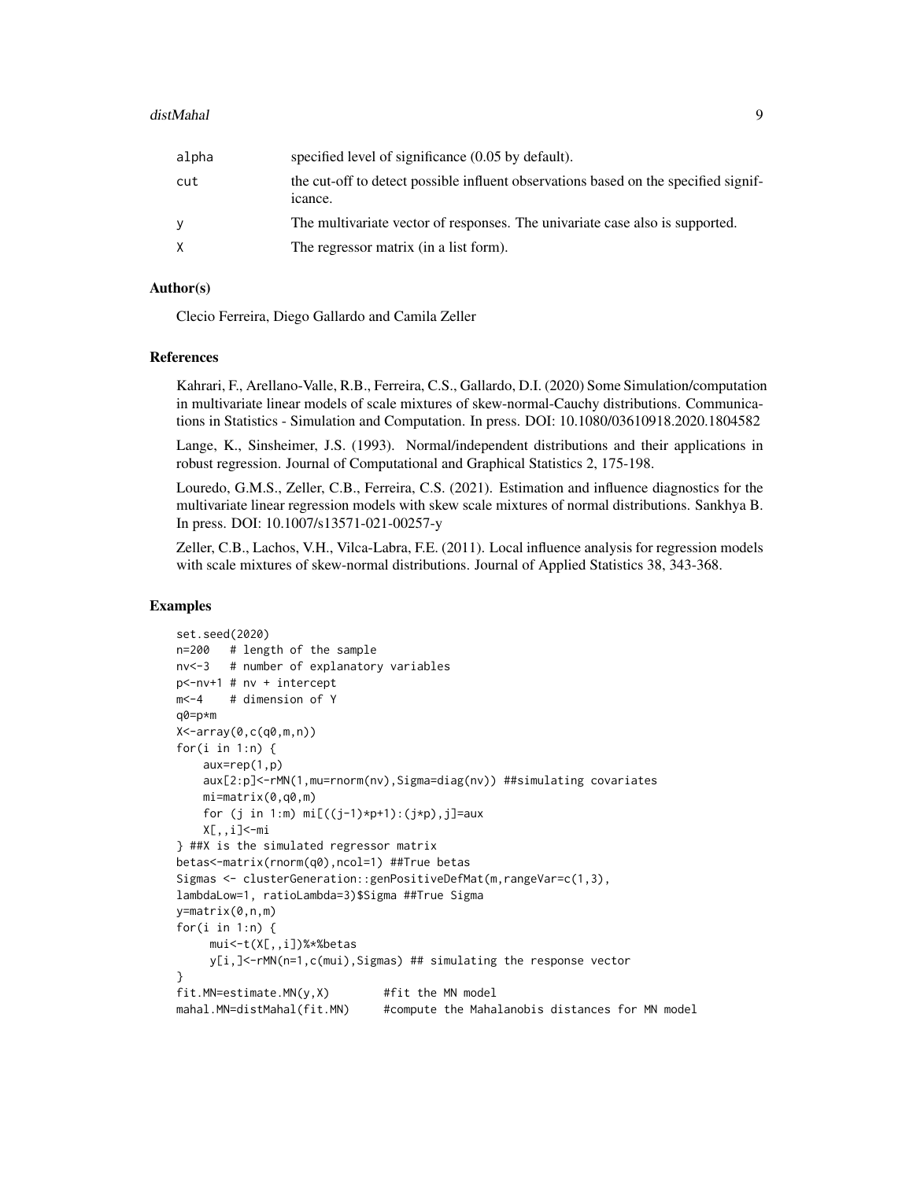| | |
|---|---|
| alpha | specified level of significance (0.05 by default). |
| cut | the cut-off to detect possible influent observations based on the specified significance. |
| y | The multivariate vector of responses. The univariate case also is supported. |
| X | The regressor matrix (in a list form). |

### Author(s)

Clecio Ferreira, Diego Gallardo and Camila Zeller

### References

Kahrari, F., Arellano-Valle, R.B., Ferreira, C.S., Gallardo, D.I. (2020) Some Simulation/computation in multivariate linear models of scale mixtures of skew-normal-Cauchy distributions. Communications in Statistics - Simulation and Computation. In press. DOI: 10.1080/03610918.2020.1804582

Lange, K., Sinsheimer, J.S. (1993). Normal/independent distributions and their applications in robust regression. Journal of Computational and Graphical Statistics 2, 175-198.

Louredo, G.M.S., Zeller, C.B., Ferreira, C.S. (2021). Estimation and influence diagnostics for the multivariate linear regression models with skew scale mixtures of normal distributions. Sankhya B. In press. DOI: 10.1007/s13571-021-00257-y

Zeller, C.B., Lachos, V.H., Vilca-Labra, F.E. (2011). Local influence analysis for regression models with scale mixtures of skew-normal distributions. Journal of Applied Statistics 38, 343-368.

### Examples

```
set.seed(2020)
n=200   # length of the sample
nv<-3   # number of explanatory variables
p<-nv+1 # nv + intercept
m<-4    # dimension of Y
q0=p*m
X<-array(0,c(q0,m,n))
for(i in 1:n) {
    aux=rep(1,p)
    aux[2:p]<-rMN(1,mu=rnorm(nv),Sigma=diag(nv)) ##simulating covariates
    mi=matrix(0,q0,m)
    for (j in 1:m) mi[((j-1)*p+1):(j*p),j]=aux
    X[,,i]<-mi
} ##X is the simulated regressor matrix
betas<-matrix(rnorm(q0),ncol=1) ##True betas
Sigmas <- clusterGeneration::genPositiveDefMat(m,rangeVar=c(1,3),
lambdaLow=1, ratioLambda=3)$Sigma ##True Sigma
y=matrix(0,n,m)
for(i in 1:n) {
     mui<-t(X[,,i])%*%betas
     y[i,]<-rMN(n=1,c(mui),Sigmas) ## simulating the response vector
}
fit.MN=estimate.MN(y,X)        #fit the MN model
mahal.MN=distMahal(fit.MN)     #compute the Mahalanobis distances for MN model
```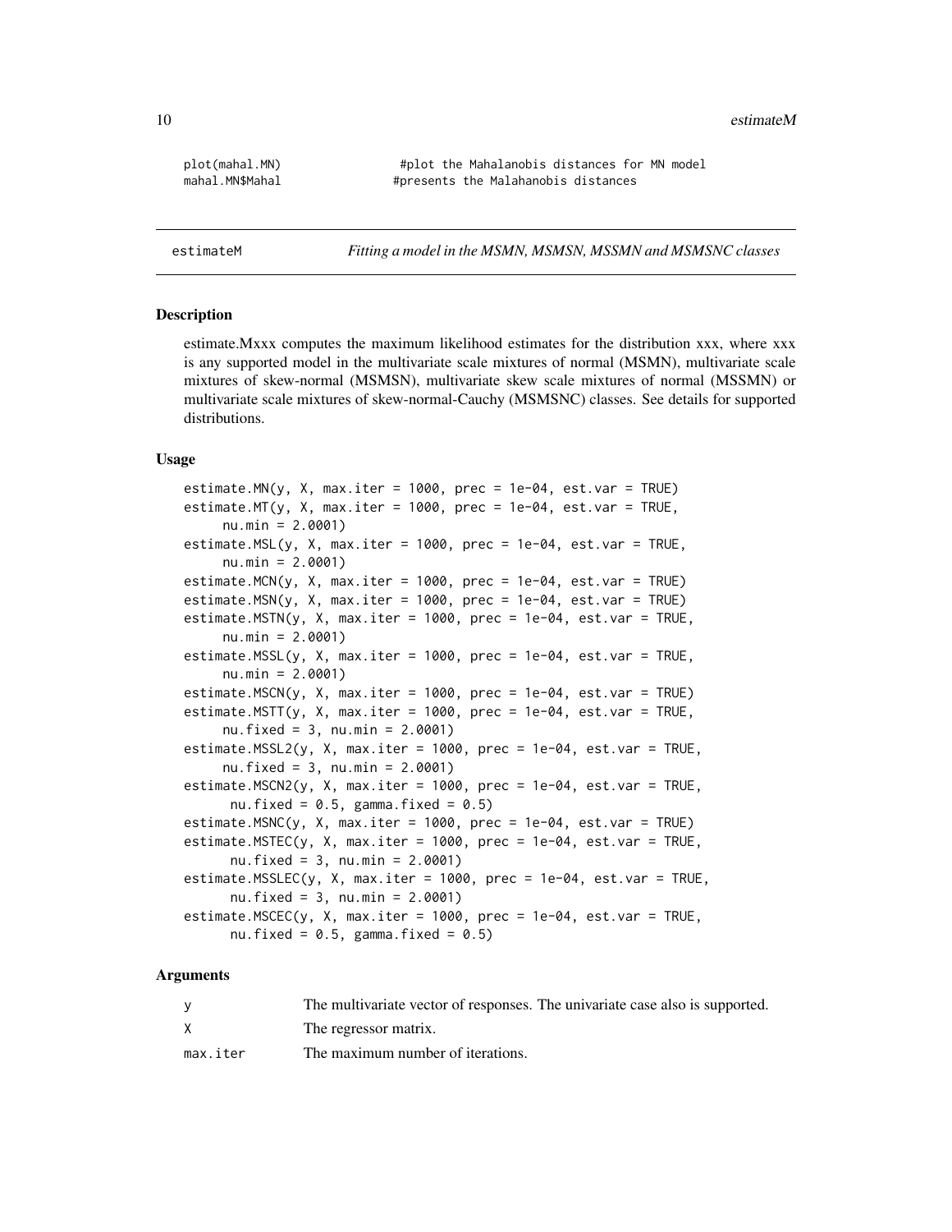```
plot(mahal.MN)               #plot the Mahalanobis distances for MN model
mahal.MN$Mahal               #presents the Malahanobis distances
```

---

estimateM          *Fitting a model in the MSMN, MSMSN, MSSMN and MSMSNC classes*

---

## Description

estimate.Mxxx computes the maximum likelihood estimates for the distribution xxx, where xxx is any supported model in the multivariate scale mixtures of normal (MSMN), multivariate scale mixtures of skew-normal (MSMSN), multivariate skew scale mixtures of normal (MSSMN) or multivariate scale mixtures of skew-normal-Cauchy (MSMSNC) classes. See details for supported distributions.

## Usage

```
estimate.MN(y, X, max.iter = 1000, prec = 1e-04, est.var = TRUE)
estimate.MT(y, X, max.iter = 1000, prec = 1e-04, est.var = TRUE,
     nu.min = 2.0001)
estimate.MSL(y, X, max.iter = 1000, prec = 1e-04, est.var = TRUE,
     nu.min = 2.0001)
estimate.MCN(y, X, max.iter = 1000, prec = 1e-04, est.var = TRUE)
estimate.MSN(y, X, max.iter = 1000, prec = 1e-04, est.var = TRUE)
estimate.MSTN(y, X, max.iter = 1000, prec = 1e-04, est.var = TRUE,
     nu.min = 2.0001)
estimate.MSSL(y, X, max.iter = 1000, prec = 1e-04, est.var = TRUE,
     nu.min = 2.0001)
estimate.MSCN(y, X, max.iter = 1000, prec = 1e-04, est.var = TRUE)
estimate.MSTT(y, X, max.iter = 1000, prec = 1e-04, est.var = TRUE,
     nu.fixed = 3, nu.min = 2.0001)
estimate.MSSL2(y, X, max.iter = 1000, prec = 1e-04, est.var = TRUE,
     nu.fixed = 3, nu.min = 2.0001)
estimate.MSCN2(y, X, max.iter = 1000, prec = 1e-04, est.var = TRUE,
      nu.fixed = 0.5, gamma.fixed = 0.5)
estimate.MSNC(y, X, max.iter = 1000, prec = 1e-04, est.var = TRUE)
estimate.MSTEC(y, X, max.iter = 1000, prec = 1e-04, est.var = TRUE,
      nu.fixed = 3, nu.min = 2.0001)
estimate.MSSLEC(y, X, max.iter = 1000, prec = 1e-04, est.var = TRUE,
      nu.fixed = 3, nu.min = 2.0001)
estimate.MSCEC(y, X, max.iter = 1000, prec = 1e-04, est.var = TRUE,
      nu.fixed = 0.5, gamma.fixed = 0.5)
```

## Arguments

| | |
|---|---|
| y | The multivariate vector of responses. The univariate case also is supported. |
| X | The regressor matrix. |
| max.iter | The maximum number of iterations. |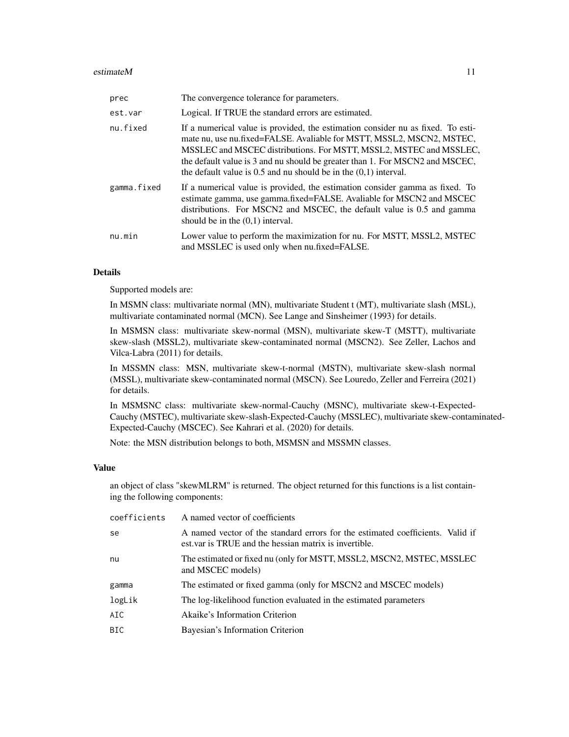| | |
|---|---|
| prec | The convergence tolerance for parameters. |
| est.var | Logical. If TRUE the standard errors are estimated. |
| nu.fixed | If a numerical value is provided, the estimation consider nu as fixed. To estimate nu, use nu.fixed=FALSE. Avaliable for MSTT, MSSL2, MSCN2, MSTEC, MSSLEC and MSCEC distributions. For MSTT, MSSL2, MSTEC and MSSLEC, the default value is 3 and nu should be greater than 1. For MSCN2 and MSCEC, the default value is 0.5 and nu should be in the (0,1) interval. |
| gamma.fixed | If a numerical value is provided, the estimation consider gamma as fixed. To estimate gamma, use gamma.fixed=FALSE. Avaliable for MSCN2 and MSCEC distributions. For MSCN2 and MSCEC, the default value is 0.5 and gamma should be in the (0,1) interval. |
| nu.min | Lower value to perform the maximization for nu. For MSTT, MSSL2, MSTEC and MSSLEC is used only when nu.fixed=FALSE. |

## Details

Supported models are:

In MSMN class: multivariate normal (MN), multivariate Student t (MT), multivariate slash (MSL), multivariate contaminated normal (MCN). See Lange and Sinsheimer (1993) for details.

In MSMSN class: multivariate skew-normal (MSN), multivariate skew-T (MSTT), multivariate skew-slash (MSSL2), multivariate skew-contaminated normal (MSCN2). See Zeller, Lachos and Vilca-Labra (2011) for details.

In MSSMN class: MSN, multivariate skew-t-normal (MSTN), multivariate skew-slash normal (MSSL), multivariate skew-contaminated normal (MSCN). See Louredo, Zeller and Ferreira (2021) for details.

In MSMSNC class: multivariate skew-normal-Cauchy (MSNC), multivariate skew-t-Expected-Cauchy (MSTEC), multivariate skew-slash-Expected-Cauchy (MSSLEC), multivariate skew-contaminated-Expected-Cauchy (MSCEC). See Kahrari et al. (2020) for details.

Note: the MSN distribution belongs to both, MSMSN and MSSMN classes.

## Value

an object of class "skewMLRM" is returned. The object returned for this functions is a list containing the following components:

| | |
|---|---|
| coefficients | A named vector of coefficients |
| se | A named vector of the standard errors for the estimated coefficients. Valid if est.var is TRUE and the hessian matrix is invertible. |
| nu | The estimated or fixed nu (only for MSTT, MSSL2, MSCN2, MSTEC, MSSLEC and MSCEC models) |
| gamma | The estimated or fixed gamma (only for MSCN2 and MSCEC models) |
| logLik | The log-likelihood function evaluated in the estimated parameters |
| AIC | Akaike's Information Criterion |
| BIC | Bayesian's Information Criterion |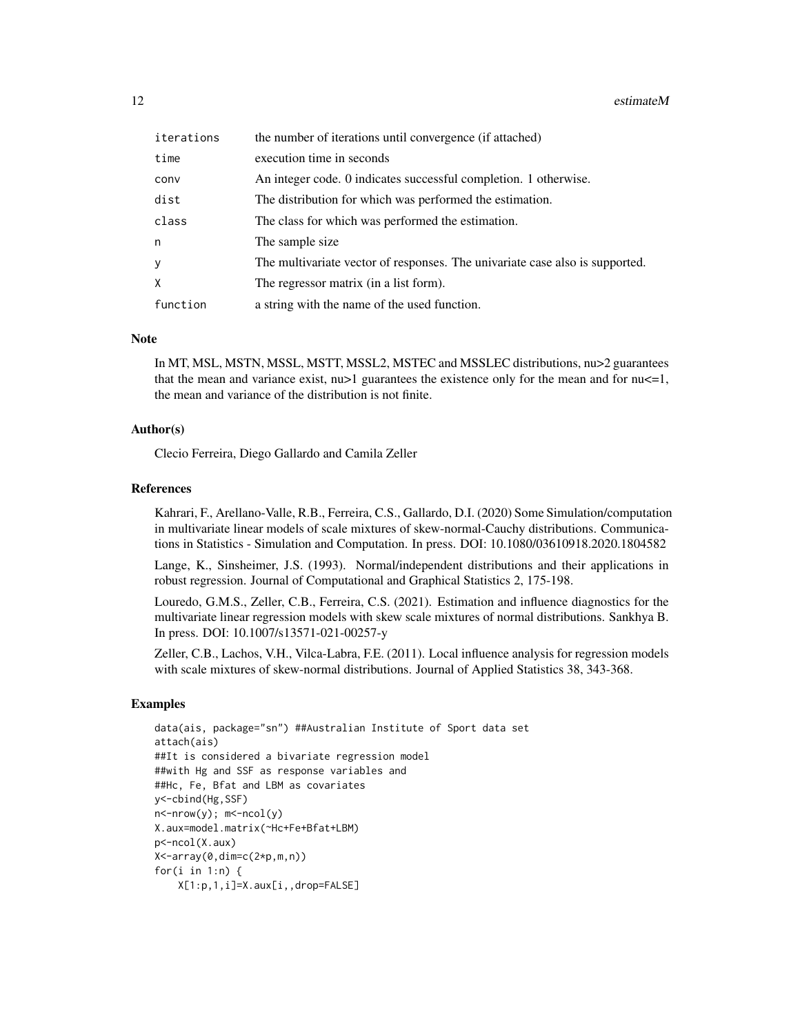| | |
|---|---|
| iterations | the number of iterations until convergence (if attached) |
| time | execution time in seconds |
| conv | An integer code. 0 indicates successful completion. 1 otherwise. |
| dist | The distribution for which was performed the estimation. |
| class | The class for which was performed the estimation. |
| n | The sample size |
| y | The multivariate vector of responses. The univariate case also is supported. |
| X | The regressor matrix (in a list form). |
| function | a string with the name of the used function. |

## Note

In MT, MSL, MSTN, MSSL, MSTT, MSSL2, MSTEC and MSSLEC distributions, nu>2 guarantees that the mean and variance exist, nu>1 guarantees the existence only for the mean and for nu<=1, the mean and variance of the distribution is not finite.

## Author(s)

Clecio Ferreira, Diego Gallardo and Camila Zeller

## References

Kahrari, F., Arellano-Valle, R.B., Ferreira, C.S., Gallardo, D.I. (2020) Some Simulation/computation in multivariate linear models of scale mixtures of skew-normal-Cauchy distributions. Communications in Statistics - Simulation and Computation. In press. DOI: 10.1080/03610918.2020.1804582

Lange, K., Sinsheimer, J.S. (1993). Normal/independent distributions and their applications in robust regression. Journal of Computational and Graphical Statistics 2, 175-198.

Louredo, G.M.S., Zeller, C.B., Ferreira, C.S. (2021). Estimation and influence diagnostics for the multivariate linear regression models with skew scale mixtures of normal distributions. Sankhya B. In press. DOI: 10.1007/s13571-021-00257-y

Zeller, C.B., Lachos, V.H., Vilca-Labra, F.E. (2011). Local influence analysis for regression models with scale mixtures of skew-normal distributions. Journal of Applied Statistics 38, 343-368.

## Examples

```
data(ais, package="sn") ##Australian Institute of Sport data set
attach(ais)
##It is considered a bivariate regression model
##with Hg and SSF as response variables and
##Hc, Fe, Bfat and LBM as covariates
y<-cbind(Hg,SSF)
n<-nrow(y); m<-ncol(y)
X.aux=model.matrix(~Hc+Fe+Bfat+LBM)
p<-ncol(X.aux)
X<-array(0,dim=c(2*p,m,n))
for(i in 1:n) {
    X[1:p,1,i]=X.aux[i,,drop=FALSE]
```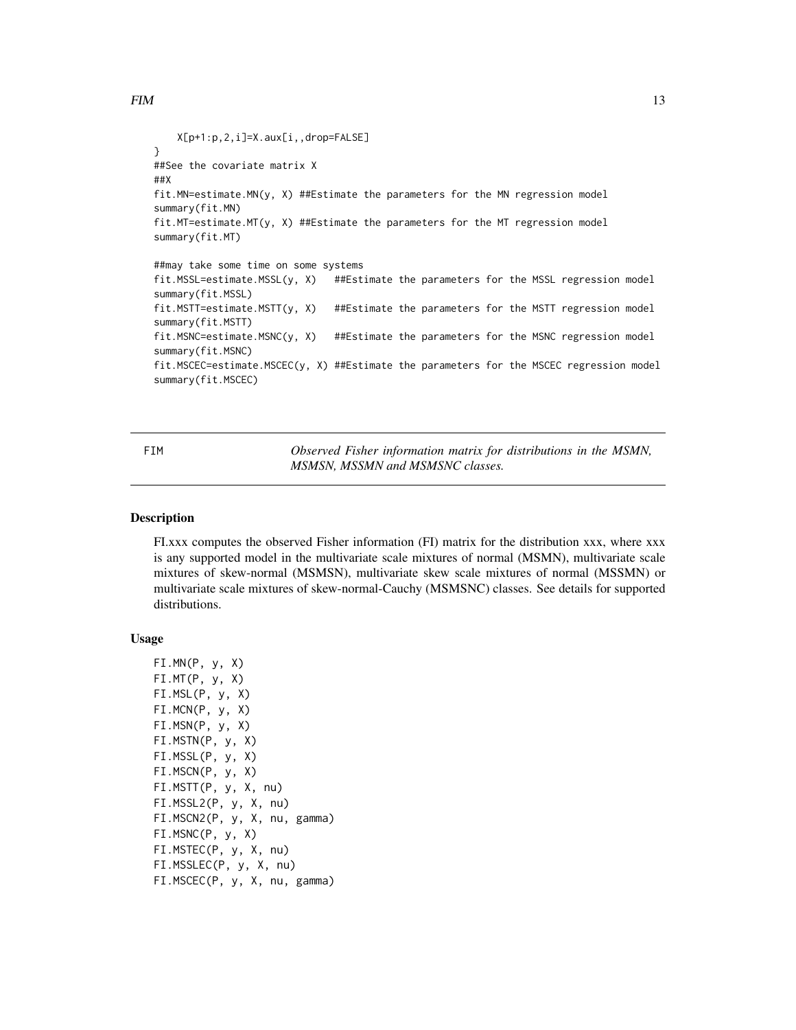```
    X[p+1:p,2,i]=X.aux[i,,drop=FALSE]
}
##See the covariate matrix X
##X
fit.MN=estimate.MN(y, X) ##Estimate the parameters for the MN regression model
summary(fit.MN)
fit.MT=estimate.MT(y, X) ##Estimate the parameters for the MT regression model
summary(fit.MT)

##may take some time on some systems
fit.MSSL=estimate.MSSL(y, X)   ##Estimate the parameters for the MSSL regression model
summary(fit.MSSL)
fit.MSTT=estimate.MSTT(y, X)   ##Estimate the parameters for the MSTT regression model
summary(fit.MSTT)
fit.MSNC=estimate.MSNC(y, X)   ##Estimate the parameters for the MSNC regression model
summary(fit.MSNC)
fit.MSCEC=estimate.MSCEC(y, X) ##Estimate the parameters for the MSCEC regression model
summary(fit.MSCEC)
```

## FIM — *Observed Fisher information matrix for distributions in the MSMN, MSMSN, MSSMN and MSMSNC classes.*

### Description

FI.xxx computes the observed Fisher information (FI) matrix for the distribution xxx, where xxx is any supported model in the multivariate scale mixtures of normal (MSMN), multivariate scale mixtures of skew-normal (MSMSN), multivariate skew scale mixtures of normal (MSSMN) or multivariate scale mixtures of skew-normal-Cauchy (MSMSNC) classes. See details for supported distributions.

### Usage

```
FI.MN(P, y, X)
FI.MT(P, y, X)
FI.MSL(P, y, X)
FI.MCN(P, y, X)
FI.MSN(P, y, X)
FI.MSTN(P, y, X)
FI.MSSL(P, y, X)
FI.MSCN(P, y, X)
FI.MSTT(P, y, X, nu)
FI.MSSL2(P, y, X, nu)
FI.MSCN2(P, y, X, nu, gamma)
FI.MSNC(P, y, X)
FI.MSTEC(P, y, X, nu)
FI.MSSLEC(P, y, X, nu)
FI.MSCEC(P, y, X, nu, gamma)
```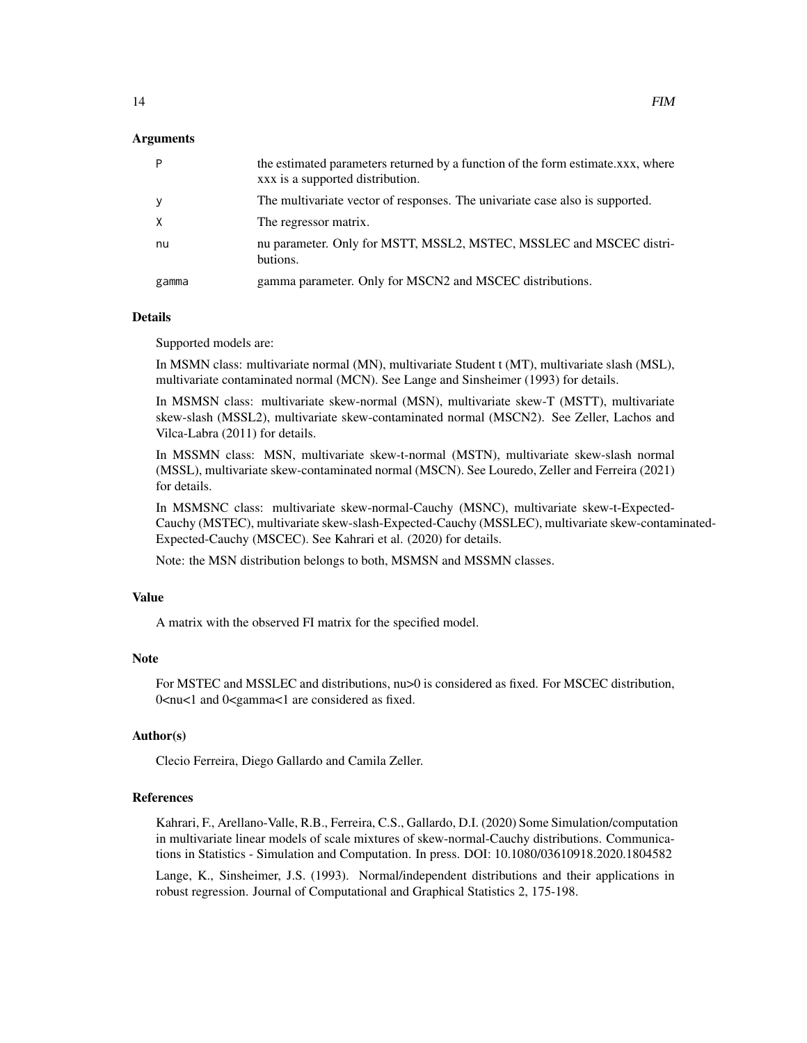## Arguments

| | |
|---|---|
| P | the estimated parameters returned by a function of the form estimate.xxx, where xxx is a supported distribution. |
| y | The multivariate vector of responses. The univariate case also is supported. |
| X | The regressor matrix. |
| nu | nu parameter. Only for MSTT, MSSL2, MSTEC, MSSLEC and MSCEC distributions. |
| gamma | gamma parameter. Only for MSCN2 and MSCEC distributions. |

## Details

Supported models are:

In MSMN class: multivariate normal (MN), multivariate Student t (MT), multivariate slash (MSL), multivariate contaminated normal (MCN). See Lange and Sinsheimer (1993) for details.

In MSMSN class: multivariate skew-normal (MSN), multivariate skew-T (MSTT), multivariate skew-slash (MSSL2), multivariate skew-contaminated normal (MSCN2). See Zeller, Lachos and Vilca-Labra (2011) for details.

In MSSMN class: MSN, multivariate skew-t-normal (MSTN), multivariate skew-slash normal (MSSL), multivariate skew-contaminated normal (MSCN). See Louredo, Zeller and Ferreira (2021) for details.

In MSMSNC class: multivariate skew-normal-Cauchy (MSNC), multivariate skew-t-Expected-Cauchy (MSTEC), multivariate skew-slash-Expected-Cauchy (MSSLEC), multivariate skew-contaminated-Expected-Cauchy (MSCEC). See Kahrari et al. (2020) for details.

Note: the MSN distribution belongs to both, MSMSN and MSSMN classes.

## Value

A matrix with the observed FI matrix for the specified model.

## Note

For MSTEC and MSSLEC and distributions, nu>0 is considered as fixed. For MSCEC distribution, 0<nu<1 and 0<gamma<1 are considered as fixed.

## Author(s)

Clecio Ferreira, Diego Gallardo and Camila Zeller.

## References

Kahrari, F., Arellano-Valle, R.B., Ferreira, C.S., Gallardo, D.I. (2020) Some Simulation/computation in multivariate linear models of scale mixtures of skew-normal-Cauchy distributions. Communications in Statistics - Simulation and Computation. In press. DOI: 10.1080/03610918.2020.1804582

Lange, K., Sinsheimer, J.S. (1993). Normal/independent distributions and their applications in robust regression. Journal of Computational and Graphical Statistics 2, 175-198.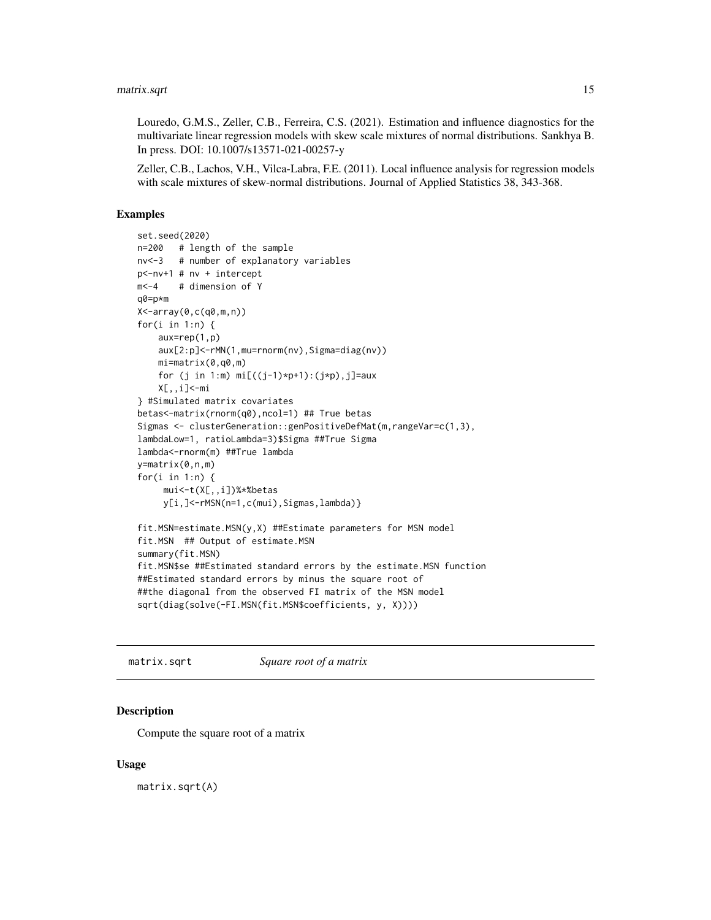Louredo, G.M.S., Zeller, C.B., Ferreira, C.S. (2021). Estimation and influence diagnostics for the multivariate linear regression models with skew scale mixtures of normal distributions. Sankhya B. In press. DOI: 10.1007/s13571-021-00257-y

Zeller, C.B., Lachos, V.H., Vilca-Labra, F.E. (2011). Local influence analysis for regression models with scale mixtures of skew-normal distributions. Journal of Applied Statistics 38, 343-368.

### Examples

```
set.seed(2020)
n=200   # length of the sample
nv<-3   # number of explanatory variables
p<-nv+1 # nv + intercept
m<-4    # dimension of Y
q0=p*m
X<-array(0,c(q0,m,n))
for(i in 1:n) {
    aux=rep(1,p)
    aux[2:p]<-rMN(1,mu=rnorm(nv),Sigma=diag(nv))
    mi=matrix(0,q0,m)
    for (j in 1:m) mi[((j-1)*p+1):(j*p),j]=aux
    X[,,i]<-mi
} #Simulated matrix covariates
betas<-matrix(rnorm(q0),ncol=1) ## True betas
Sigmas <- clusterGeneration::genPositiveDefMat(m,rangeVar=c(1,3),
lambdaLow=1, ratioLambda=3)$Sigma ##True Sigma
lambda<-rnorm(m) ##True lambda
y=matrix(0,n,m)
for(i in 1:n) {
     mui<-t(X[,,i])%*%betas
     y[i,]<-rMSN(n=1,c(mui),Sigmas,lambda)}

fit.MSN=estimate.MSN(y,X) ##Estimate parameters for MSN model
fit.MSN  ## Output of estimate.MSN
summary(fit.MSN)
fit.MSN$se ##Estimated standard errors by the estimate.MSN function
##Estimated standard errors by minus the square root of
##the diagonal from the observed FI matrix of the MSN model
sqrt(diag(solve(-FI.MSN(fit.MSN$coefficients, y, X))))
```

---

## matrix.sqrt — *Square root of a matrix*

### Description

Compute the square root of a matrix

### Usage

```
matrix.sqrt(A)
```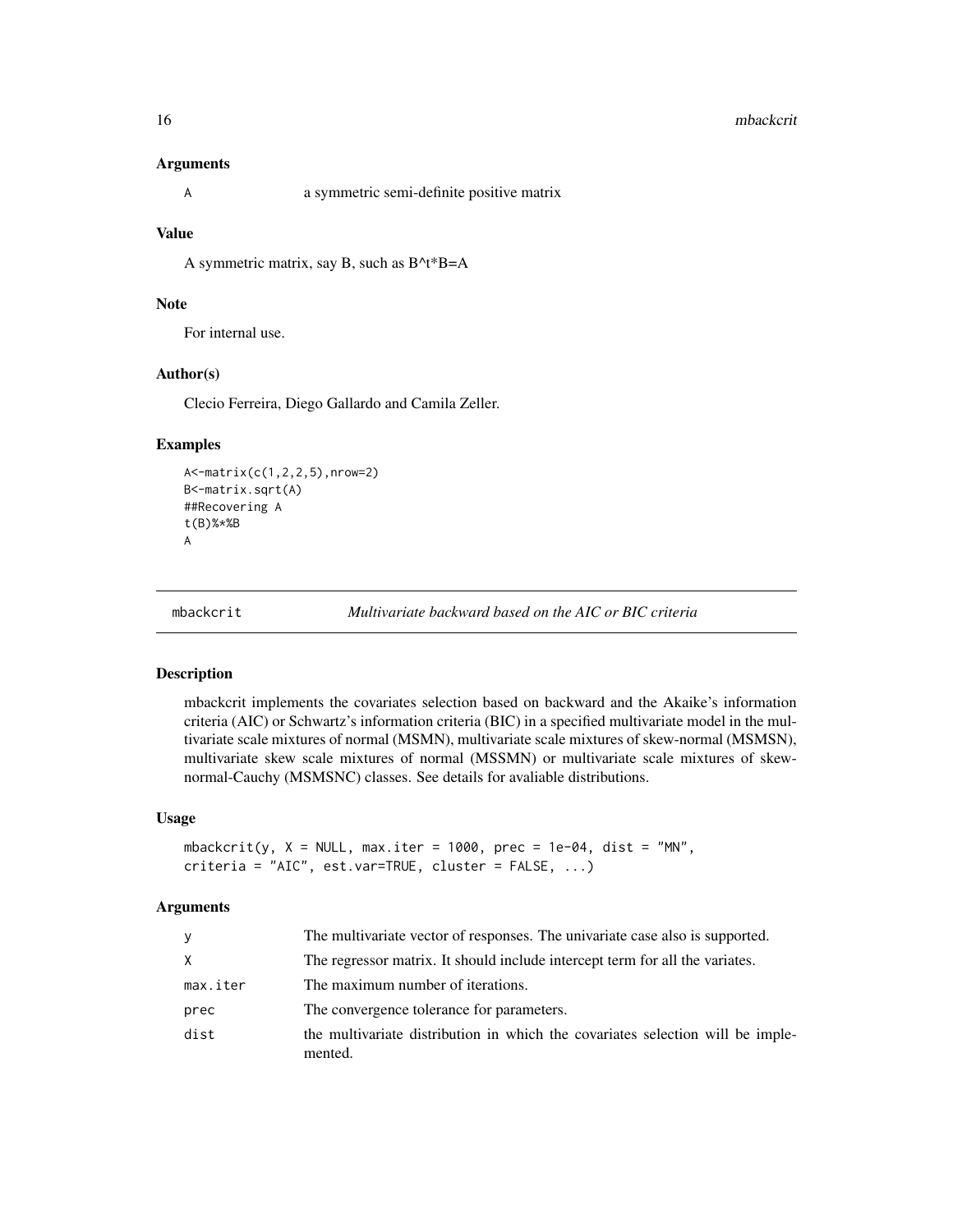### Arguments

A — a symmetric semi-definite positive matrix

### Value

A symmetric matrix, say B, such as B^t*B=A

### Note

For internal use.

### Author(s)

Clecio Ferreira, Diego Gallardo and Camila Zeller.

### Examples

```
A<-matrix(c(1,2,2,5),nrow=2)
B<-matrix.sqrt(A)
##Recovering A
t(B)%*%B
A
```

---

## mbackcrit — *Multivariate backward based on the AIC or BIC criteria*

### Description

mbackcrit implements the covariates selection based on backward and the Akaike's information criteria (AIC) or Schwartz's information criteria (BIC) in a specified multivariate model in the multivariate scale mixtures of normal (MSMN), multivariate scale mixtures of skew-normal (MSMSN), multivariate skew scale mixtures of normal (MSSMN) or multivariate scale mixtures of skew-normal-Cauchy (MSMSNC) classes. See details for avaliable distributions.

### Usage

```
mbackcrit(y, X = NULL, max.iter = 1000, prec = 1e-04, dist = "MN",
criteria = "AIC", est.var=TRUE, cluster = FALSE, ...)
```

### Arguments

| | |
|---|---|
| y | The multivariate vector of responses. The univariate case also is supported. |
| X | The regressor matrix. It should include intercept term for all the variates. |
| max.iter | The maximum number of iterations. |
| prec | The convergence tolerance for parameters. |
| dist | the multivariate distribution in which the covariates selection will be implemented. |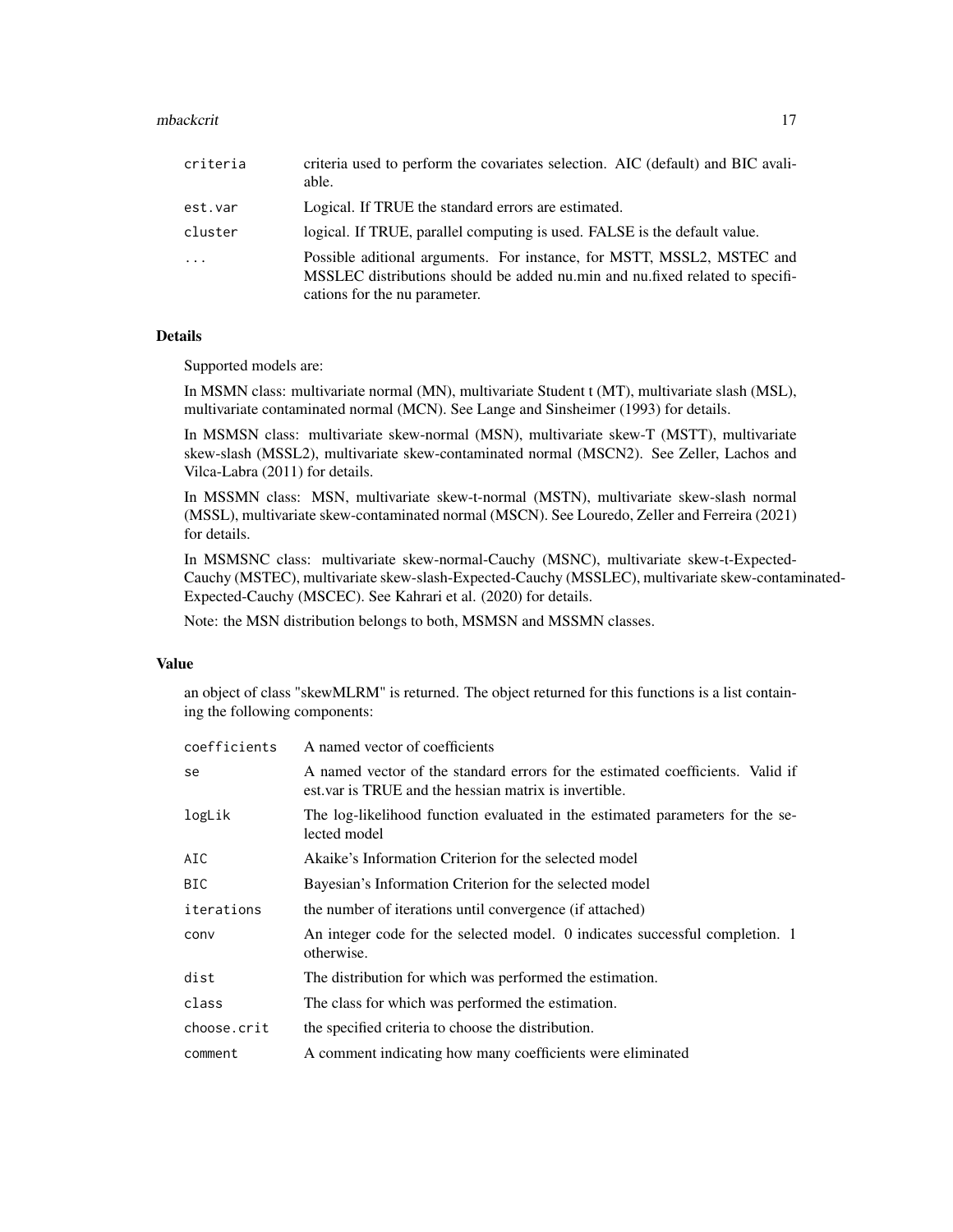| | |
|---|---|
| criteria | criteria used to perform the covariates selection. AIC (default) and BIC available. |
| est.var | Logical. If TRUE the standard errors are estimated. |
| cluster | logical. If TRUE, parallel computing is used. FALSE is the default value. |
| ... | Possible aditional arguments. For instance, for MSTT, MSSL2, MSTEC and MSSLEC distributions should be added nu.min and nu.fixed related to specifications for the nu parameter. |

## Details

Supported models are:

In MSMN class: multivariate normal (MN), multivariate Student t (MT), multivariate slash (MSL), multivariate contaminated normal (MCN). See Lange and Sinsheimer (1993) for details.

In MSMSN class: multivariate skew-normal (MSN), multivariate skew-T (MSTT), multivariate skew-slash (MSSL2), multivariate skew-contaminated normal (MSCN2). See Zeller, Lachos and Vilca-Labra (2011) for details.

In MSSMN class: MSN, multivariate skew-t-normal (MSTN), multivariate skew-slash normal (MSSL), multivariate skew-contaminated normal (MSCN). See Louredo, Zeller and Ferreira (2021) for details.

In MSMSNC class: multivariate skew-normal-Cauchy (MSNC), multivariate skew-t-Expected-Cauchy (MSTEC), multivariate skew-slash-Expected-Cauchy (MSSLEC), multivariate skew-contaminated-Expected-Cauchy (MSCEC). See Kahrari et al. (2020) for details.

Note: the MSN distribution belongs to both, MSMSN and MSSMN classes.

## Value

an object of class "skewMLRM" is returned. The object returned for this functions is a list containing the following components:

| | |
|---|---|
| coefficients | A named vector of coefficients |
| se | A named vector of the standard errors for the estimated coefficients. Valid if est.var is TRUE and the hessian matrix is invertible. |
| logLik | The log-likelihood function evaluated in the estimated parameters for the selected model |
| AIC | Akaike's Information Criterion for the selected model |
| BIC | Bayesian's Information Criterion for the selected model |
| iterations | the number of iterations until convergence (if attached) |
| conv | An integer code for the selected model. 0 indicates successful completion. 1 otherwise. |
| dist | The distribution for which was performed the estimation. |
| class | The class for which was performed the estimation. |
| choose.crit | the specified criteria to choose the distribution. |
| comment | A comment indicating how many coefficients were eliminated |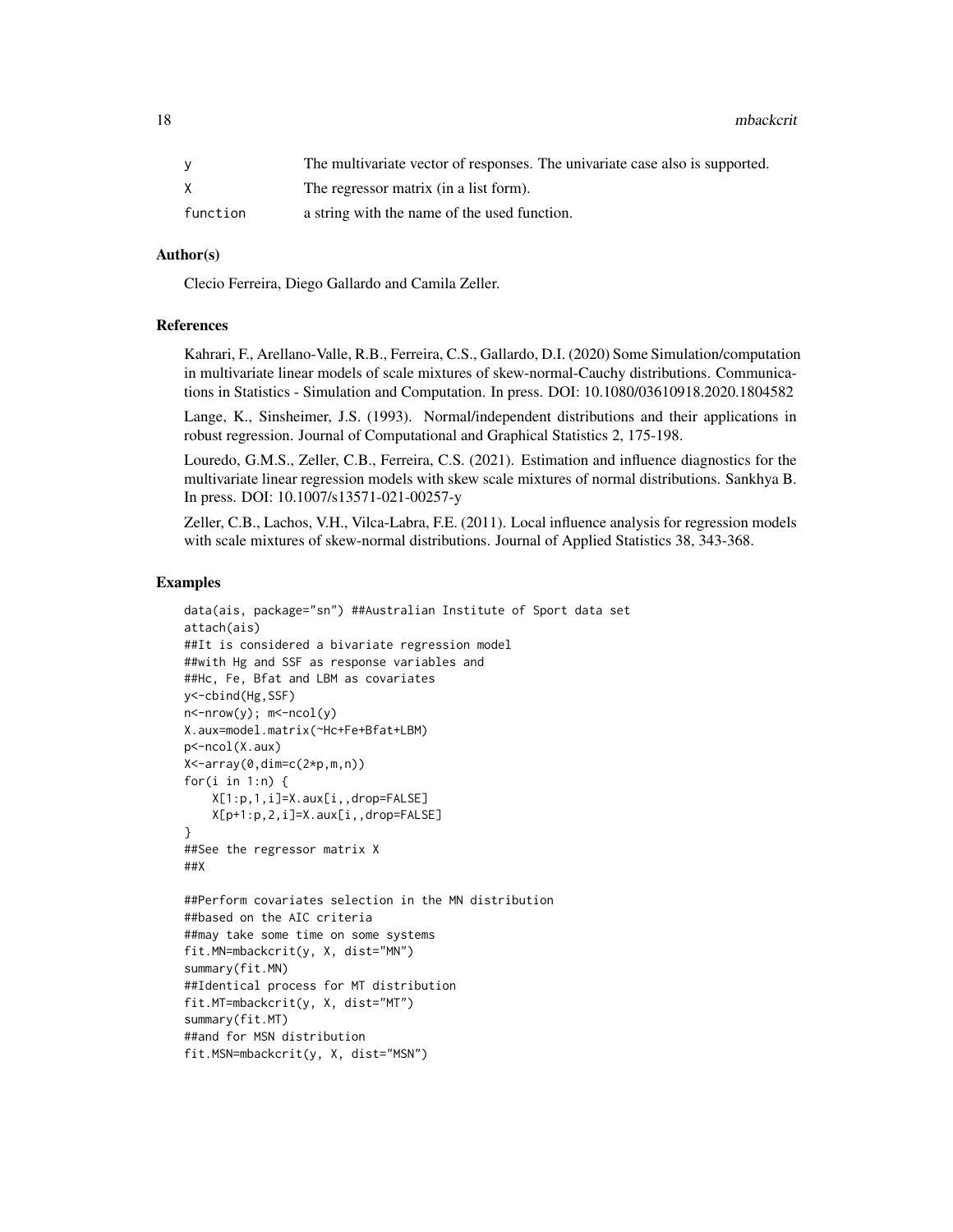| | |
|---|---|
| y | The multivariate vector of responses. The univariate case also is supported. |
| X | The regressor matrix (in a list form). |
| function | a string with the name of the used function. |

### Author(s)

Clecio Ferreira, Diego Gallardo and Camila Zeller.

### References

Kahrari, F., Arellano-Valle, R.B., Ferreira, C.S., Gallardo, D.I. (2020) Some Simulation/computation in multivariate linear models of scale mixtures of skew-normal-Cauchy distributions. Communications in Statistics - Simulation and Computation. In press. DOI: 10.1080/03610918.2020.1804582

Lange, K., Sinsheimer, J.S. (1993). Normal/independent distributions and their applications in robust regression. Journal of Computational and Graphical Statistics 2, 175-198.

Louredo, G.M.S., Zeller, C.B., Ferreira, C.S. (2021). Estimation and influence diagnostics for the multivariate linear regression models with skew scale mixtures of normal distributions. Sankhya B. In press. DOI: 10.1007/s13571-021-00257-y

Zeller, C.B., Lachos, V.H., Vilca-Labra, F.E. (2011). Local influence analysis for regression models with scale mixtures of skew-normal distributions. Journal of Applied Statistics 38, 343-368.

### Examples

```
data(ais, package="sn") ##Australian Institute of Sport data set
attach(ais)
##It is considered a bivariate regression model
##with Hg and SSF as response variables and
##Hc, Fe, Bfat and LBM as covariates
y<-cbind(Hg,SSF)
n<-nrow(y); m<-ncol(y)
X.aux=model.matrix(~Hc+Fe+Bfat+LBM)
p<-ncol(X.aux)
X<-array(0,dim=c(2*p,m,n))
for(i in 1:n) {
    X[1:p,1,i]=X.aux[i,,drop=FALSE]
    X[p+1:p,2,i]=X.aux[i,,drop=FALSE]
}
##See the regressor matrix X
##X

##Perform covariates selection in the MN distribution
##based on the AIC criteria
##may take some time on some systems
fit.MN=mbackcrit(y, X, dist="MN")
summary(fit.MN)
##Identical process for MT distribution
fit.MT=mbackcrit(y, X, dist="MT")
summary(fit.MT)
##and for MSN distribution
fit.MSN=mbackcrit(y, X, dist="MSN")
```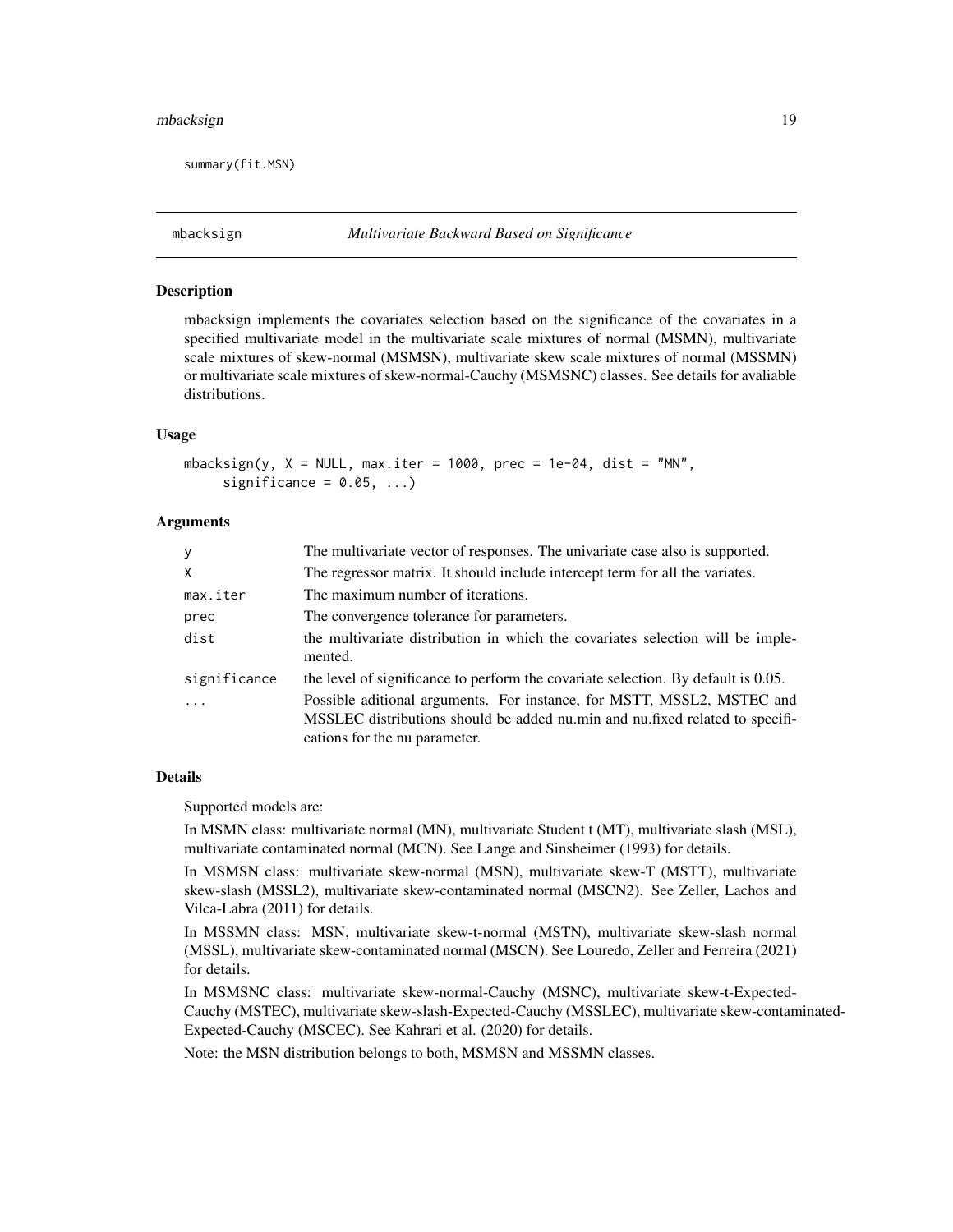```
summary(fit.MSN)
```

## mbacksign *Multivariate Backward Based on Significance*

### Description

mbacksign implements the covariates selection based on the significance of the covariates in a specified multivariate model in the multivariate scale mixtures of normal (MSMN), multivariate scale mixtures of skew-normal (MSMSN), multivariate skew scale mixtures of normal (MSSMN) or multivariate scale mixtures of skew-normal-Cauchy (MSMSNC) classes. See details for avaliable distributions.

### Usage

```
mbacksign(y, X = NULL, max.iter = 1000, prec = 1e-04, dist = "MN",
     significance = 0.05, ...)
```

### Arguments

| | |
|---|---|
| y | The multivariate vector of responses. The univariate case also is supported. |
| X | The regressor matrix. It should include intercept term for all the variates. |
| max.iter | The maximum number of iterations. |
| prec | The convergence tolerance for parameters. |
| dist | the multivariate distribution in which the covariates selection will be implemented. |
| significance | the level of significance to perform the covariate selection. By default is 0.05. |
| ... | Possible aditional arguments. For instance, for MSTT, MSSL2, MSTEC and MSSLEC distributions should be added nu.min and nu.fixed related to specifications for the nu parameter. |

### Details

Supported models are:

In MSMN class: multivariate normal (MN), multivariate Student t (MT), multivariate slash (MSL), multivariate contaminated normal (MCN). See Lange and Sinsheimer (1993) for details.

In MSMSN class: multivariate skew-normal (MSN), multivariate skew-T (MSTT), multivariate skew-slash (MSSL2), multivariate skew-contaminated normal (MSCN2). See Zeller, Lachos and Vilca-Labra (2011) for details.

In MSSMN class: MSN, multivariate skew-t-normal (MSTN), multivariate skew-slash normal (MSSL), multivariate skew-contaminated normal (MSCN). See Louredo, Zeller and Ferreira (2021) for details.

In MSMSNC class: multivariate skew-normal-Cauchy (MSNC), multivariate skew-t-Expected-Cauchy (MSTEC), multivariate skew-slash-Expected-Cauchy (MSSLEC), multivariate skew-contaminated-Expected-Cauchy (MSCEC). See Kahrari et al. (2020) for details.

Note: the MSN distribution belongs to both, MSMSN and MSSMN classes.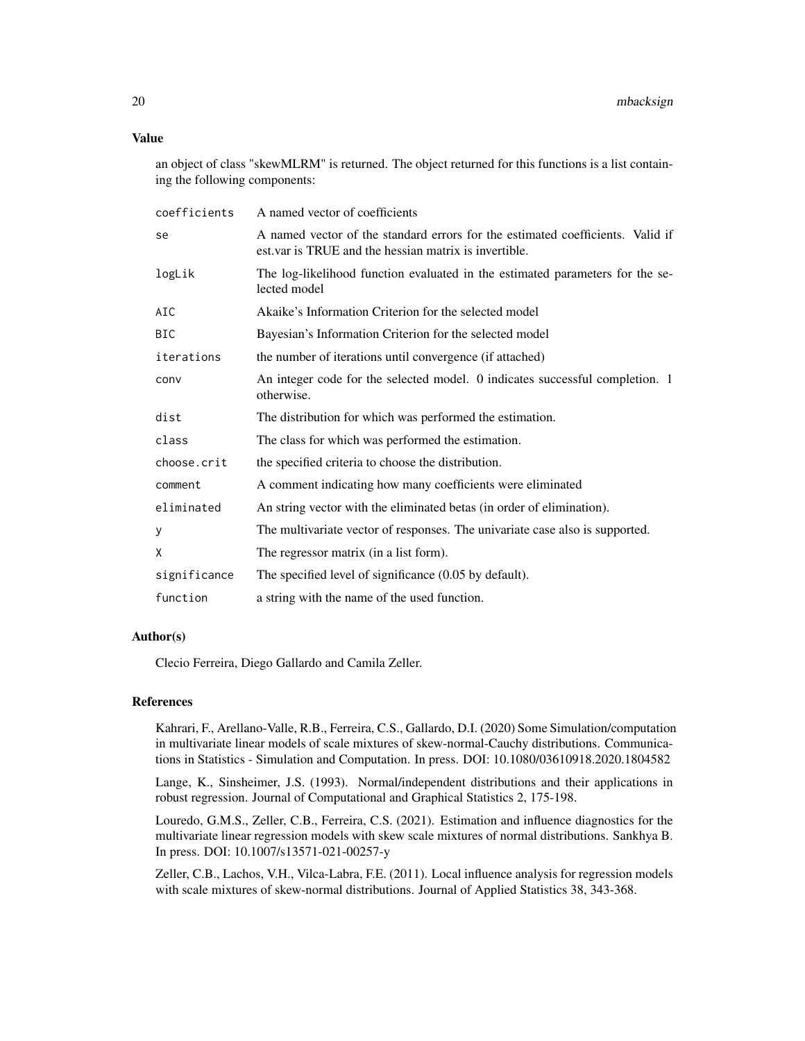### Value

an object of class "skewMLRM" is returned. The object returned for this functions is a list containing the following components:

| | |
|---|---|
| `coefficients` | A named vector of coefficients |
| `se` | A named vector of the standard errors for the estimated coefficients. Valid if est.var is TRUE and the hessian matrix is invertible. |
| `logLik` | The log-likelihood function evaluated in the estimated parameters for the selected model |
| `AIC` | Akaike's Information Criterion for the selected model |
| `BIC` | Bayesian's Information Criterion for the selected model |
| `iterations` | the number of iterations until convergence (if attached) |
| `conv` | An integer code for the selected model. 0 indicates successful completion. 1 otherwise. |
| `dist` | The distribution for which was performed the estimation. |
| `class` | The class for which was performed the estimation. |
| `choose.crit` | the specified criteria to choose the distribution. |
| `comment` | A comment indicating how many coefficients were eliminated |
| `eliminated` | An string vector with the eliminated betas (in order of elimination). |
| `y` | The multivariate vector of responses. The univariate case also is supported. |
| `X` | The regressor matrix (in a list form). |
| `significance` | The specified level of significance (0.05 by default). |
| `function` | a string with the name of the used function. |

### Author(s)

Clecio Ferreira, Diego Gallardo and Camila Zeller.

### References

Kahrari, F., Arellano-Valle, R.B., Ferreira, C.S., Gallardo, D.I. (2020) Some Simulation/computation in multivariate linear models of scale mixtures of skew-normal-Cauchy distributions. Communications in Statistics - Simulation and Computation. In press. DOI: 10.1080/03610918.2020.1804582

Lange, K., Sinsheimer, J.S. (1993). Normal/independent distributions and their applications in robust regression. Journal of Computational and Graphical Statistics 2, 175-198.

Louredo, G.M.S., Zeller, C.B., Ferreira, C.S. (2021). Estimation and influence diagnostics for the multivariate linear regression models with skew scale mixtures of normal distributions. Sankhya B. In press. DOI: 10.1007/s13571-021-00257-y

Zeller, C.B., Lachos, V.H., Vilca-Labra, F.E. (2011). Local influence analysis for regression models with scale mixtures of skew-normal distributions. Journal of Applied Statistics 38, 343-368.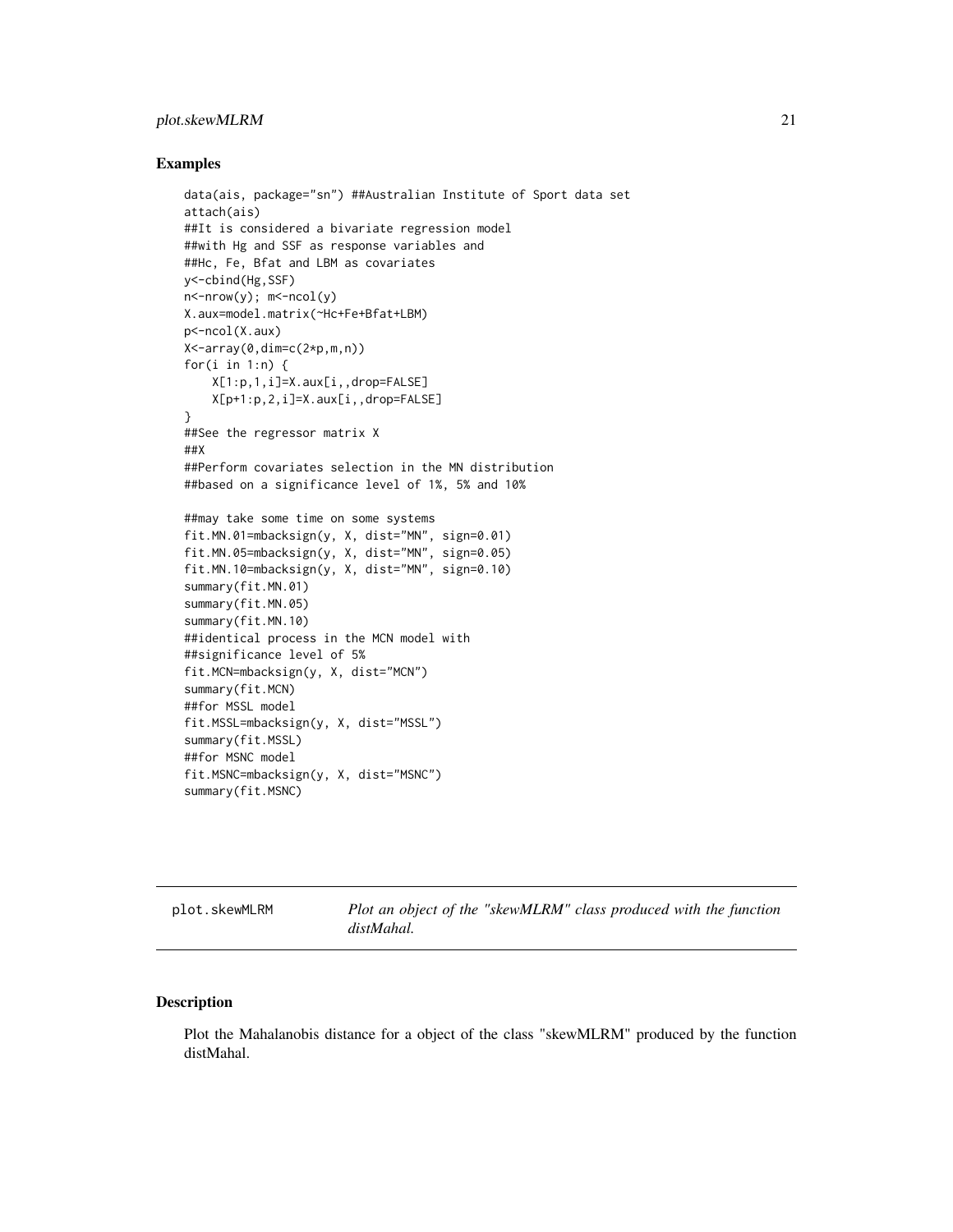## Examples

```
data(ais, package="sn") ##Australian Institute of Sport data set
attach(ais)
##It is considered a bivariate regression model
##with Hg and SSF as response variables and
##Hc, Fe, Bfat and LBM as covariates
y<-cbind(Hg,SSF)
n<-nrow(y); m<-ncol(y)
X.aux=model.matrix(~Hc+Fe+Bfat+LBM)
p<-ncol(X.aux)
X<-array(0,dim=c(2*p,m,n))
for(i in 1:n) {
    X[1:p,1,i]=X.aux[i,,drop=FALSE]
    X[p+1:p,2,i]=X.aux[i,,drop=FALSE]
}
##See the regressor matrix X
##X
##Perform covariates selection in the MN distribution
##based on a significance level of 1%, 5% and 10%

##may take some time on some systems
fit.MN.01=mbacksign(y, X, dist="MN", sign=0.01)
fit.MN.05=mbacksign(y, X, dist="MN", sign=0.05)
fit.MN.10=mbacksign(y, X, dist="MN", sign=0.10)
summary(fit.MN.01)
summary(fit.MN.05)
summary(fit.MN.10)
##identical process in the MCN model with
##significance level of 5%
fit.MCN=mbacksign(y, X, dist="MCN")
summary(fit.MCN)
##for MSSL model
fit.MSSL=mbacksign(y, X, dist="MSSL")
summary(fit.MSSL)
##for MSNC model
fit.MSNC=mbacksign(y, X, dist="MSNC")
summary(fit.MSNC)
```

---

# plot.skewMLRM — *Plot an object of the "skewMLRM" class produced with the function distMahal.*

## Description

Plot the Mahalanobis distance for a object of the class "skewMLRM" produced by the function distMahal.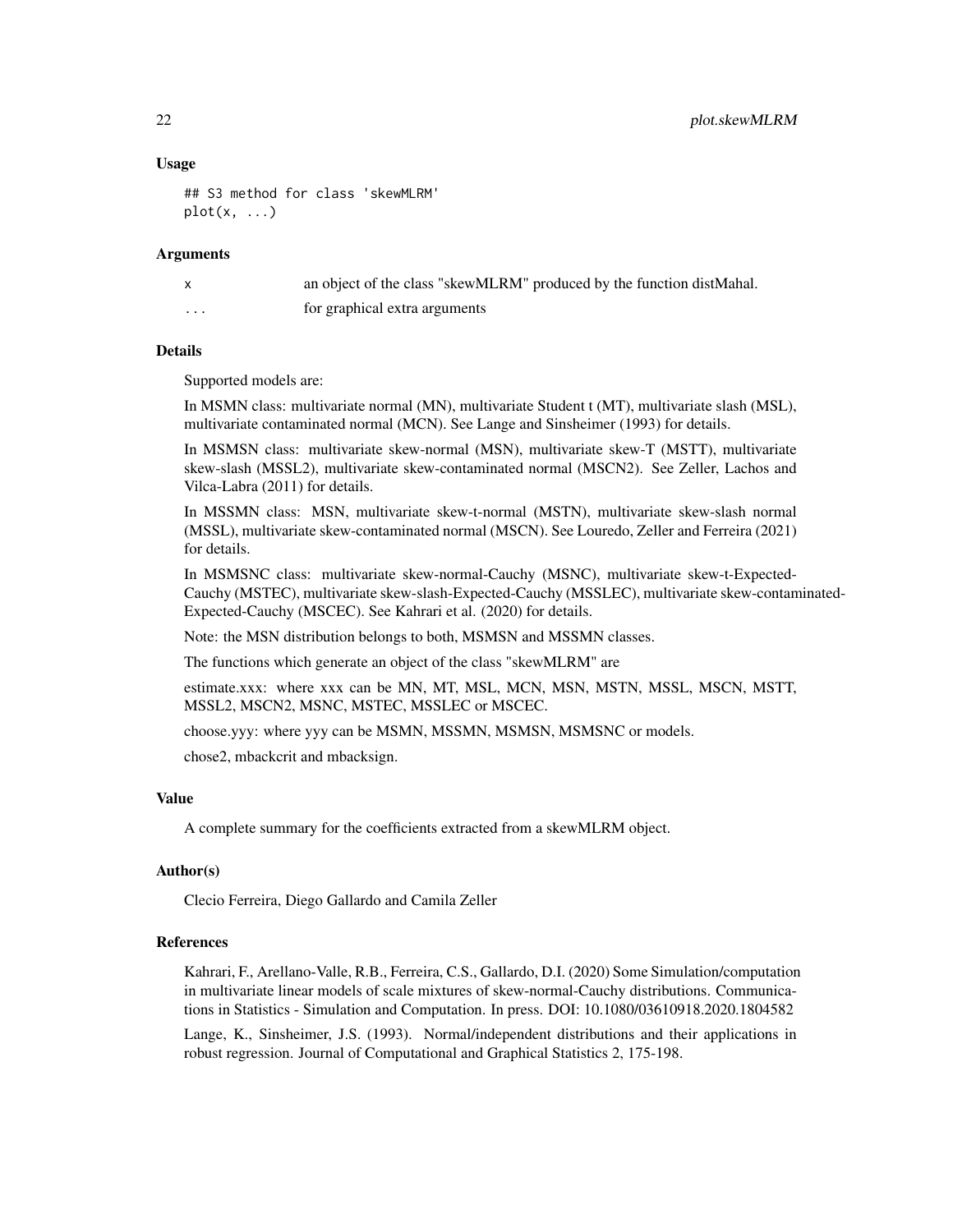## Usage

```
## S3 method for class 'skewMLRM'
plot(x, ...)
```

## Arguments

| | |
|---|---|
| x | an object of the class "skewMLRM" produced by the function distMahal. |
| ... | for graphical extra arguments |

## Details

Supported models are:

In MSMN class: multivariate normal (MN), multivariate Student t (MT), multivariate slash (MSL), multivariate contaminated normal (MCN). See Lange and Sinsheimer (1993) for details.

In MSMSN class: multivariate skew-normal (MSN), multivariate skew-T (MSTT), multivariate skew-slash (MSSL2), multivariate skew-contaminated normal (MSCN2). See Zeller, Lachos and Vilca-Labra (2011) for details.

In MSSMN class: MSN, multivariate skew-t-normal (MSTN), multivariate skew-slash normal (MSSL), multivariate skew-contaminated normal (MSCN). See Louredo, Zeller and Ferreira (2021) for details.

In MSMSNC class: multivariate skew-normal-Cauchy (MSNC), multivariate skew-t-Expected-Cauchy (MSTEC), multivariate skew-slash-Expected-Cauchy (MSSLEC), multivariate skew-contaminated-Expected-Cauchy (MSCEC). See Kahrari et al. (2020) for details.

Note: the MSN distribution belongs to both, MSMSN and MSSMN classes.

The functions which generate an object of the class "skewMLRM" are

estimate.xxx: where xxx can be MN, MT, MSL, MCN, MSN, MSTN, MSSL, MSCN, MSTT, MSSL2, MSCN2, MSNC, MSTEC, MSSLEC or MSCEC.

choose.yyy: where yyy can be MSMN, MSSMN, MSMSN, MSMSNC or models.

chose2, mbackcrit and mbacksign.

## Value

A complete summary for the coefficients extracted from a skewMLRM object.

## Author(s)

Clecio Ferreira, Diego Gallardo and Camila Zeller

## References

Kahrari, F., Arellano-Valle, R.B., Ferreira, C.S., Gallardo, D.I. (2020) Some Simulation/computation in multivariate linear models of scale mixtures of skew-normal-Cauchy distributions. Communications in Statistics - Simulation and Computation. In press. DOI: 10.1080/03610918.2020.1804582

Lange, K., Sinsheimer, J.S. (1993). Normal/independent distributions and their applications in robust regression. Journal of Computational and Graphical Statistics 2, 175-198.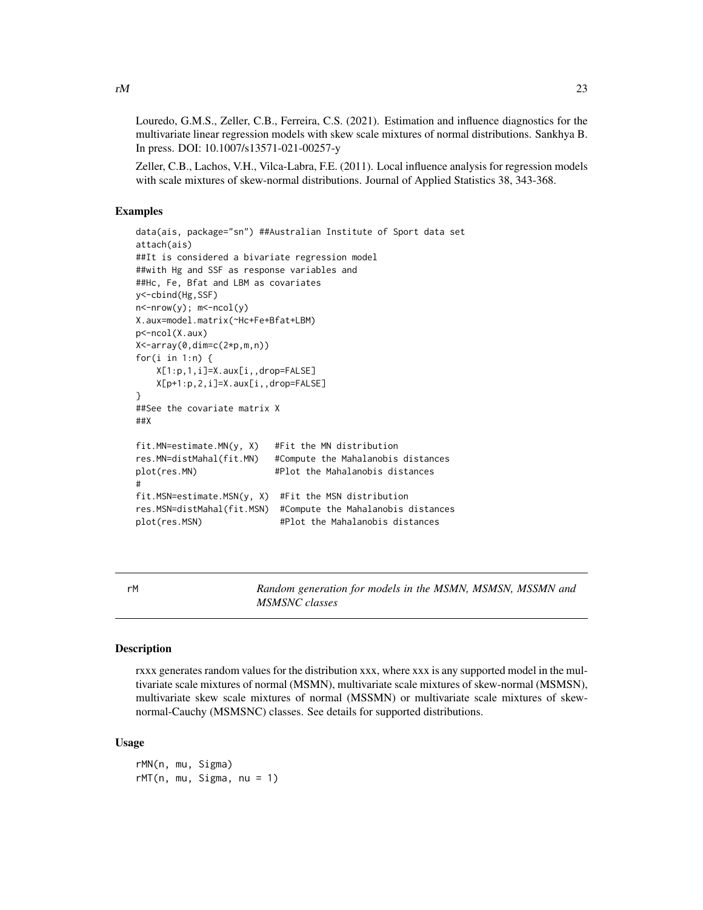Louredo, G.M.S., Zeller, C.B., Ferreira, C.S. (2021). Estimation and influence diagnostics for the multivariate linear regression models with skew scale mixtures of normal distributions. Sankhya B. In press. DOI: 10.1007/s13571-021-00257-y

Zeller, C.B., Lachos, V.H., Vilca-Labra, F.E. (2011). Local influence analysis for regression models with scale mixtures of skew-normal distributions. Journal of Applied Statistics 38, 343-368.

## Examples

```
data(ais, package="sn") ##Australian Institute of Sport data set
attach(ais)
##It is considered a bivariate regression model
##with Hg and SSF as response variables and
##Hc, Fe, Bfat and LBM as covariates
y<-cbind(Hg,SSF)
n<-nrow(y); m<-ncol(y)
X.aux=model.matrix(~Hc+Fe+Bfat+LBM)
p<-ncol(X.aux)
X<-array(0,dim=c(2*p,m,n))
for(i in 1:n) {
    X[1:p,1,i]=X.aux[i,,drop=FALSE]
    X[p+1:p,2,i]=X.aux[i,,drop=FALSE]
}
##See the covariate matrix X
##X

fit.MN=estimate.MN(y, X)   #Fit the MN distribution
res.MN=distMahal(fit.MN)   #Compute the Mahalanobis distances
plot(res.MN)               #Plot the Mahalanobis distances
#
fit.MSN=estimate.MSN(y, X)  #Fit the MSN distribution
res.MSN=distMahal(fit.MSN)  #Compute the Mahalanobis distances
plot(res.MSN)               #Plot the Mahalanobis distances
```

---

# rM — *Random generation for models in the MSMN, MSMSN, MSSMN and MSMSNC classes*

## Description

rxxx generates random values for the distribution xxx, where xxx is any supported model in the multivariate scale mixtures of normal (MSMN), multivariate scale mixtures of skew-normal (MSMSN), multivariate skew scale mixtures of normal (MSSMN) or multivariate scale mixtures of skew-normal-Cauchy (MSMSNC) classes. See details for supported distributions.

## Usage

```
rMN(n, mu, Sigma)
rMT(n, mu, Sigma, nu = 1)
```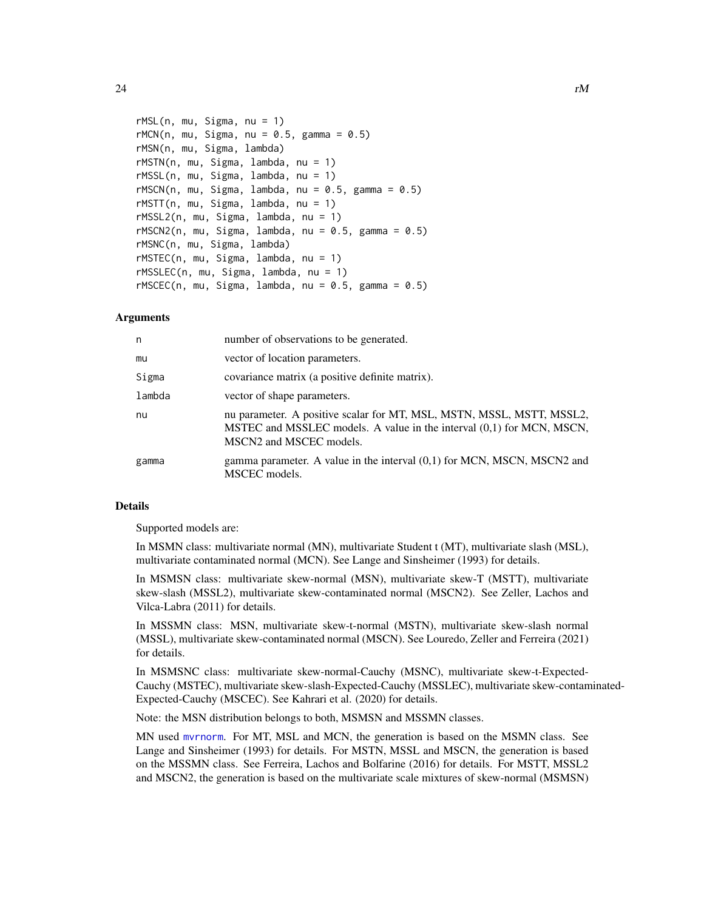```
rMSL(n, mu, Sigma, nu = 1)
rMCN(n, mu, Sigma, nu = 0.5, gamma = 0.5)
rMSN(n, mu, Sigma, lambda)
rMSTN(n, mu, Sigma, lambda, nu = 1)
rMSSL(n, mu, Sigma, lambda, nu = 1)
rMSCN(n, mu, Sigma, lambda, nu = 0.5, gamma = 0.5)
rMSTT(n, mu, Sigma, lambda, nu = 1)
rMSSL2(n, mu, Sigma, lambda, nu = 1)
rMSCN2(n, mu, Sigma, lambda, nu = 0.5, gamma = 0.5)
rMSNC(n, mu, Sigma, lambda)
rMSTEC(n, mu, Sigma, lambda, nu = 1)
rMSSLEC(n, mu, Sigma, lambda, nu = 1)
rMSCEC(n, mu, Sigma, lambda, nu = 0.5, gamma = 0.5)
```

### Arguments

| | |
|---|---|
| n | number of observations to be generated. |
| mu | vector of location parameters. |
| Sigma | covariance matrix (a positive definite matrix). |
| lambda | vector of shape parameters. |
| nu | nu parameter. A positive scalar for MT, MSL, MSTN, MSSL, MSTT, MSSL2, MSTEC and MSSLEC models. A value in the interval (0,1) for MCN, MSCN, MSCN2 and MSCEC models. |
| gamma | gamma parameter. A value in the interval (0,1) for MCN, MSCN, MSCN2 and MSCEC models. |

### Details

Supported models are:

In MSMN class: multivariate normal (MN), multivariate Student t (MT), multivariate slash (MSL), multivariate contaminated normal (MCN). See Lange and Sinsheimer (1993) for details.

In MSMSN class: multivariate skew-normal (MSN), multivariate skew-T (MSTT), multivariate skew-slash (MSSL2), multivariate skew-contaminated normal (MSCN2). See Zeller, Lachos and Vilca-Labra (2011) for details.

In MSSMN class: MSN, multivariate skew-t-normal (MSTN), multivariate skew-slash normal (MSSL), multivariate skew-contaminated normal (MSCN). See Louredo, Zeller and Ferreira (2021) for details.

In MSMSNC class: multivariate skew-normal-Cauchy (MSNC), multivariate skew-t-Expected-Cauchy (MSTEC), multivariate skew-slash-Expected-Cauchy (MSSLEC), multivariate skew-contaminated-Expected-Cauchy (MSCEC). See Kahrari et al. (2020) for details.

Note: the MSN distribution belongs to both, MSMSN and MSSMN classes.

MN used mvrnorm. For MT, MSL and MCN, the generation is based on the MSMN class. See Lange and Sinsheimer (1993) for details. For MSTN, MSSL and MSCN, the generation is based on the MSSMN class. See Ferreira, Lachos and Bolfarine (2016) for details. For MSTT, MSSL2 and MSCN2, the generation is based on the multivariate scale mixtures of skew-normal (MSMSN)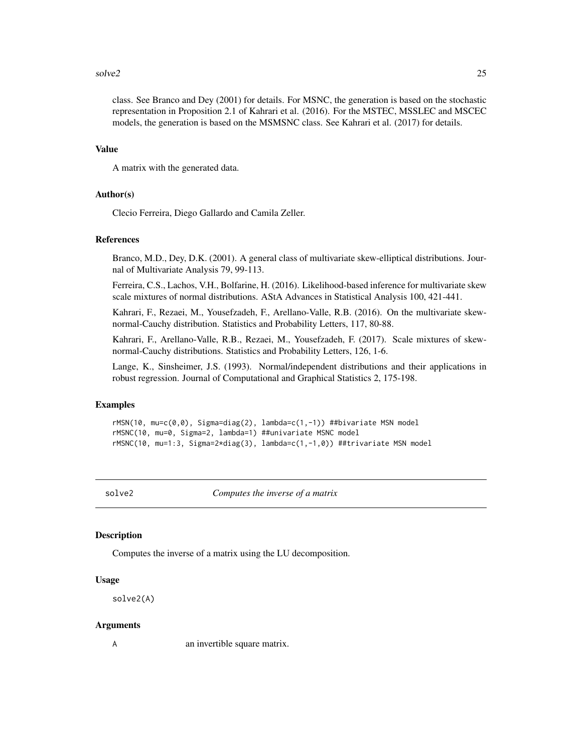class. See Branco and Dey (2001) for details. For MSNC, the generation is based on the stochastic representation in Proposition 2.1 of Kahrari et al. (2016). For the MSTEC, MSSLEC and MSCEC models, the generation is based on the MSMSNC class. See Kahrari et al. (2017) for details.

### Value

A matrix with the generated data.

### Author(s)

Clecio Ferreira, Diego Gallardo and Camila Zeller.

### References

Branco, M.D., Dey, D.K. (2001). A general class of multivariate skew-elliptical distributions. Journal of Multivariate Analysis 79, 99-113.

Ferreira, C.S., Lachos, V.H., Bolfarine, H. (2016). Likelihood-based inference for multivariate skew scale mixtures of normal distributions. AStA Advances in Statistical Analysis 100, 421-441.

Kahrari, F., Rezaei, M., Yousefzadeh, F., Arellano-Valle, R.B. (2016). On the multivariate skew-normal-Cauchy distribution. Statistics and Probability Letters, 117, 80-88.

Kahrari, F., Arellano-Valle, R.B., Rezaei, M., Yousefzadeh, F. (2017). Scale mixtures of skew-normal-Cauchy distributions. Statistics and Probability Letters, 126, 1-6.

Lange, K., Sinsheimer, J.S. (1993). Normal/independent distributions and their applications in robust regression. Journal of Computational and Graphical Statistics 2, 175-198.

### Examples

```
rMSN(10, mu=c(0,0), Sigma=diag(2), lambda=c(1,-1)) ##bivariate MSN model
rMSNC(10, mu=0, Sigma=2, lambda=1) ##univariate MSNC model
rMSNC(10, mu=1:3, Sigma=2*diag(3), lambda=c(1,-1,0)) ##trivariate MSN model
```

---

## solve2 — *Computes the inverse of a matrix*

### Description

Computes the inverse of a matrix using the LU decomposition.

### Usage

```
solve2(A)
```

### Arguments

| | |
|---|---|
| A | an invertible square matrix. |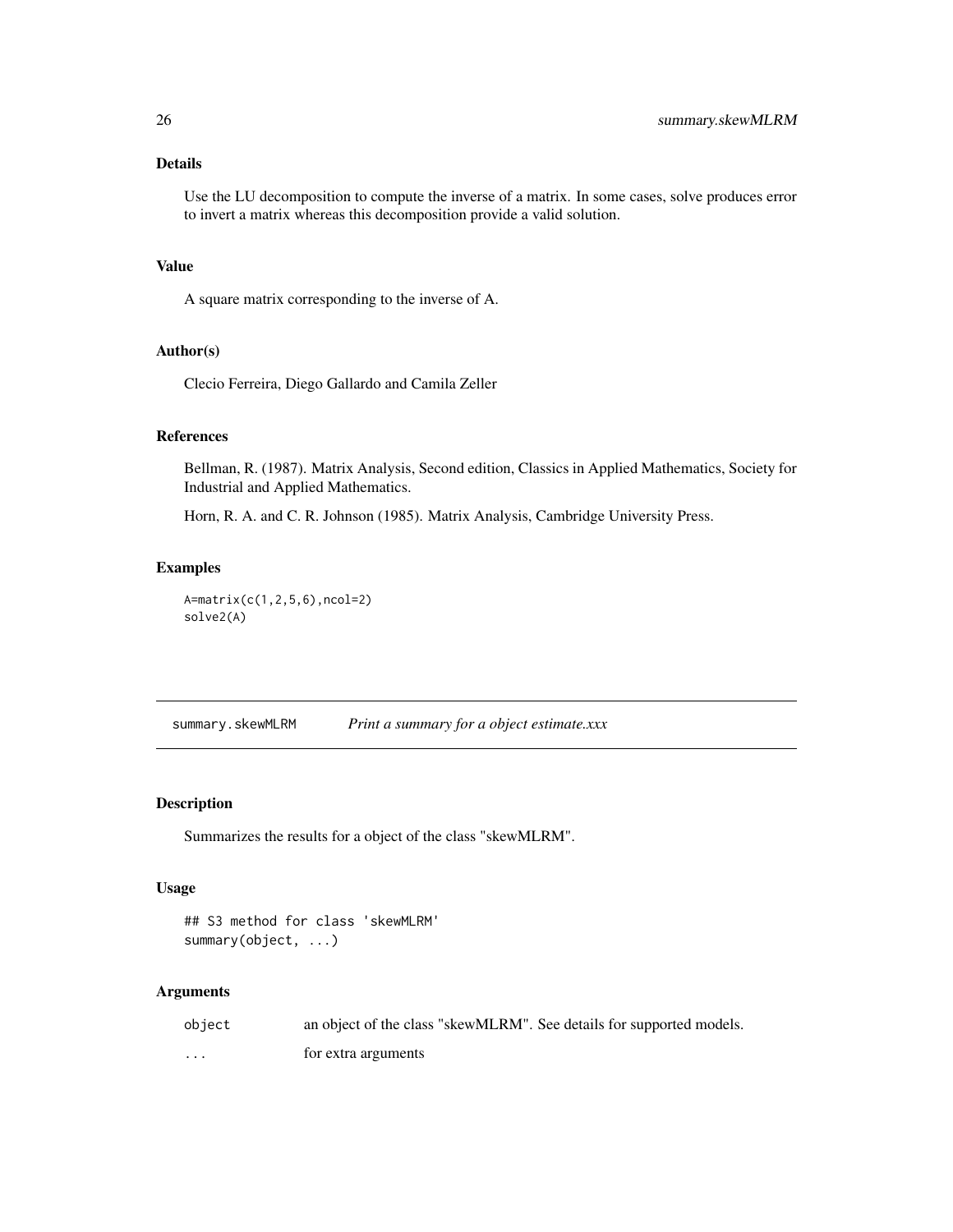### Details

Use the LU decomposition to compute the inverse of a matrix. In some cases, solve produces error to invert a matrix whereas this decomposition provide a valid solution.

### Value

A square matrix corresponding to the inverse of A.

### Author(s)

Clecio Ferreira, Diego Gallardo and Camila Zeller

### References

Bellman, R. (1987). Matrix Analysis, Second edition, Classics in Applied Mathematics, Society for Industrial and Applied Mathematics.

Horn, R. A. and C. R. Johnson (1985). Matrix Analysis, Cambridge University Press.

### Examples

```
A=matrix(c(1,2,5,6),ncol=2)
solve2(A)
```

---

## summary.skewMLRM *Print a summary for a object estimate.xxx*

### Description

Summarizes the results for a object of the class "skewMLRM".

### Usage

```
## S3 method for class 'skewMLRM'
summary(object, ...)
```

### Arguments

| | |
|---|---|
| object | an object of the class "skewMLRM". See details for supported models. |
| ... | for extra arguments |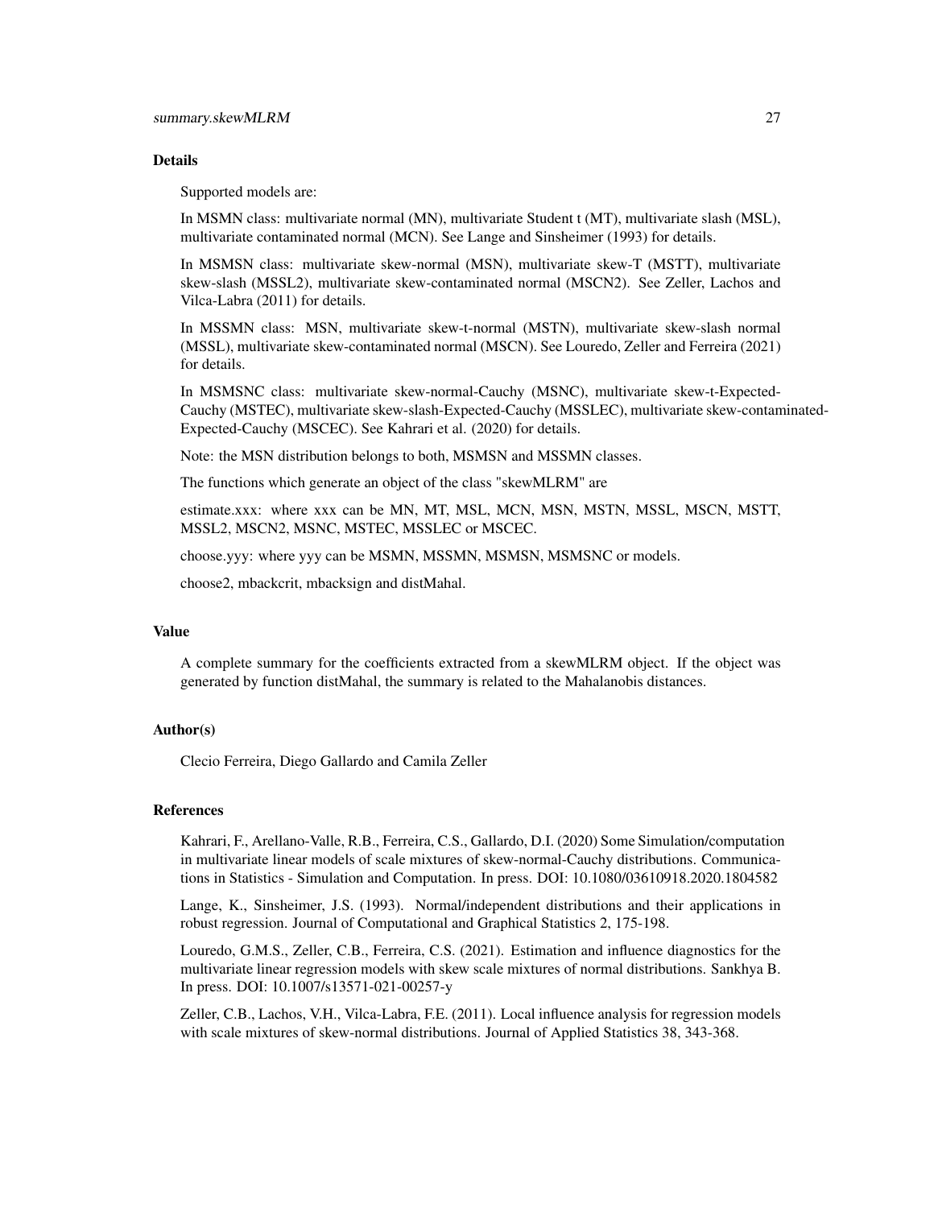## Details

Supported models are:

In MSMN class: multivariate normal (MN), multivariate Student t (MT), multivariate slash (MSL), multivariate contaminated normal (MCN). See Lange and Sinsheimer (1993) for details.

In MSMSN class: multivariate skew-normal (MSN), multivariate skew-T (MSTT), multivariate skew-slash (MSSL2), multivariate skew-contaminated normal (MSCN2). See Zeller, Lachos and Vilca-Labra (2011) for details.

In MSSMN class: MSN, multivariate skew-t-normal (MSTN), multivariate skew-slash normal (MSSL), multivariate skew-contaminated normal (MSCN). See Louredo, Zeller and Ferreira (2021) for details.

In MSMSNC class: multivariate skew-normal-Cauchy (MSNC), multivariate skew-t-Expected-Cauchy (MSTEC), multivariate skew-slash-Expected-Cauchy (MSSLEC), multivariate skew-contaminated-Expected-Cauchy (MSCEC). See Kahrari et al. (2020) for details.

Note: the MSN distribution belongs to both, MSMSN and MSSMN classes.

The functions which generate an object of the class "skewMLRM" are

estimate.xxx: where xxx can be MN, MT, MSL, MCN, MSN, MSTN, MSSL, MSCN, MSTT, MSSL2, MSCN2, MSNC, MSTEC, MSSLEC or MSCEC.

choose.yyy: where yyy can be MSMN, MSSMN, MSMSN, MSMSNC or models.

choose2, mbackcrit, mbacksign and distMahal.

## Value

A complete summary for the coefficients extracted from a skewMLRM object. If the object was generated by function distMahal, the summary is related to the Mahalanobis distances.

## Author(s)

Clecio Ferreira, Diego Gallardo and Camila Zeller

## References

Kahrari, F., Arellano-Valle, R.B., Ferreira, C.S., Gallardo, D.I. (2020) Some Simulation/computation in multivariate linear models of scale mixtures of skew-normal-Cauchy distributions. Communications in Statistics - Simulation and Computation. In press. DOI: 10.1080/03610918.2020.1804582

Lange, K., Sinsheimer, J.S. (1993). Normal/independent distributions and their applications in robust regression. Journal of Computational and Graphical Statistics 2, 175-198.

Louredo, G.M.S., Zeller, C.B., Ferreira, C.S. (2021). Estimation and influence diagnostics for the multivariate linear regression models with skew scale mixtures of normal distributions. Sankhya B. In press. DOI: 10.1007/s13571-021-00257-y

Zeller, C.B., Lachos, V.H., Vilca-Labra, F.E. (2011). Local influence analysis for regression models with scale mixtures of skew-normal distributions. Journal of Applied Statistics 38, 343-368.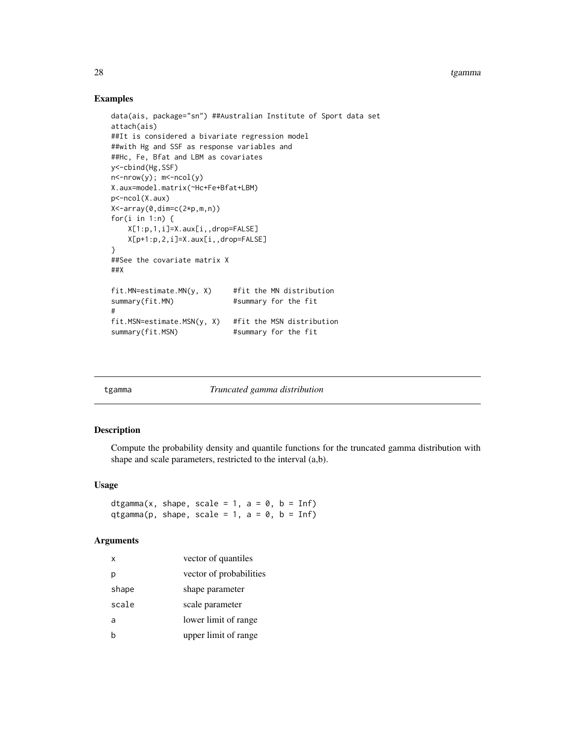## Examples

```
data(ais, package="sn") ##Australian Institute of Sport data set
attach(ais)
##It is considered a bivariate regression model
##with Hg and SSF as response variables and
##Hc, Fe, Bfat and LBM as covariates
y<-cbind(Hg,SSF)
n<-nrow(y); m<-ncol(y)
X.aux=model.matrix(~Hc+Fe+Bfat+LBM)
p<-ncol(X.aux)
X<-array(0,dim=c(2*p,m,n))
for(i in 1:n) {
    X[1:p,1,i]=X.aux[i,,drop=FALSE]
    X[p+1:p,2,i]=X.aux[i,,drop=FALSE]
}
##See the covariate matrix X
##X

fit.MN=estimate.MN(y, X)     #fit the MN distribution
summary(fit.MN)              #summary for the fit
#
fit.MSN=estimate.MSN(y, X)   #fit the MSN distribution
summary(fit.MSN)             #summary for the fit
```

---

# tgamma *Truncated gamma distribution*

---

## Description

Compute the probability density and quantile functions for the truncated gamma distribution with shape and scale parameters, restricted to the interval (a,b).

## Usage

```
dtgamma(x, shape, scale = 1, a = 0, b = Inf)
qtgamma(p, shape, scale = 1, a = 0, b = Inf)
```

## Arguments

| | |
|---|---|
| x | vector of quantiles |
| p | vector of probabilities |
| shape | shape parameter |
| scale | scale parameter |
| a | lower limit of range |
| b | upper limit of range |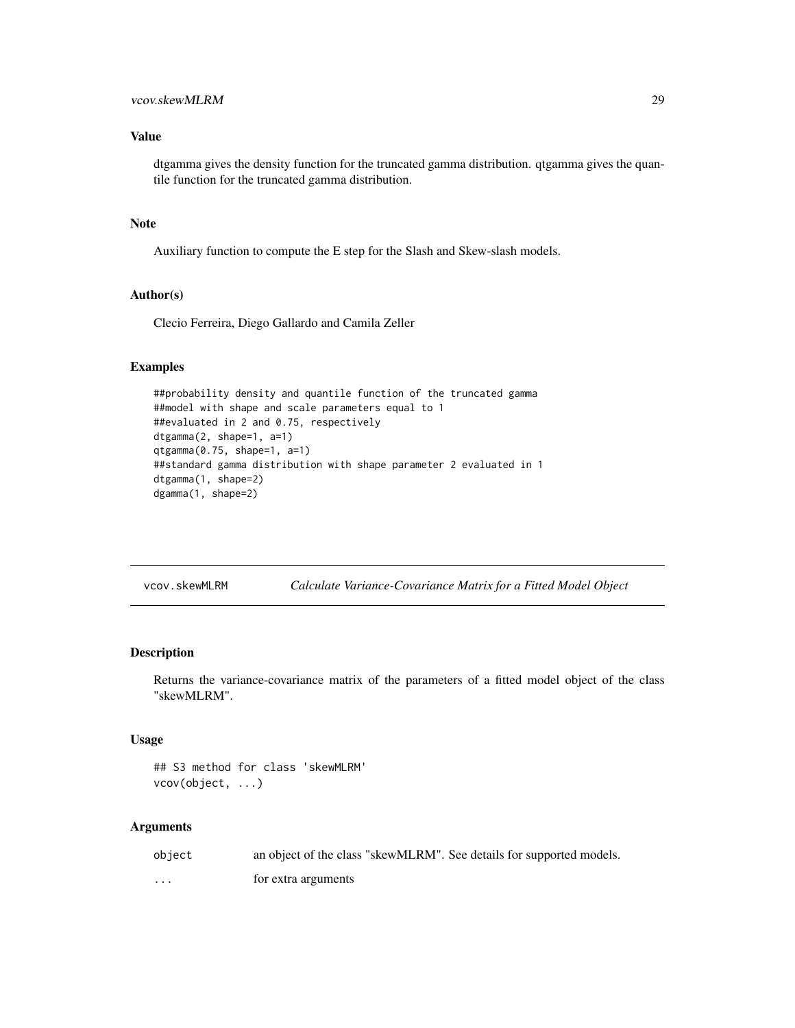### Value

dtgamma gives the density function for the truncated gamma distribution. qtgamma gives the quantile function for the truncated gamma distribution.

### Note

Auxiliary function to compute the E step for the Slash and Skew-slash models.

### Author(s)

Clecio Ferreira, Diego Gallardo and Camila Zeller

### Examples

```
##probability density and quantile function of the truncated gamma
##model with shape and scale parameters equal to 1
##evaluated in 2 and 0.75, respectively
dtgamma(2, shape=1, a=1)
qtgamma(0.75, shape=1, a=1)
##standard gamma distribution with shape parameter 2 evaluated in 1
dtgamma(1, shape=2)
dgamma(1, shape=2)
```

---

## vcov.skewMLRM — *Calculate Variance-Covariance Matrix for a Fitted Model Object*

### Description

Returns the variance-covariance matrix of the parameters of a fitted model object of the class "skewMLRM".

### Usage

```
## S3 method for class 'skewMLRM'
vcov(object, ...)
```

### Arguments

| | |
|---|---|
| `object` | an object of the class "skewMLRM". See details for supported models. |
| `...` | for extra arguments |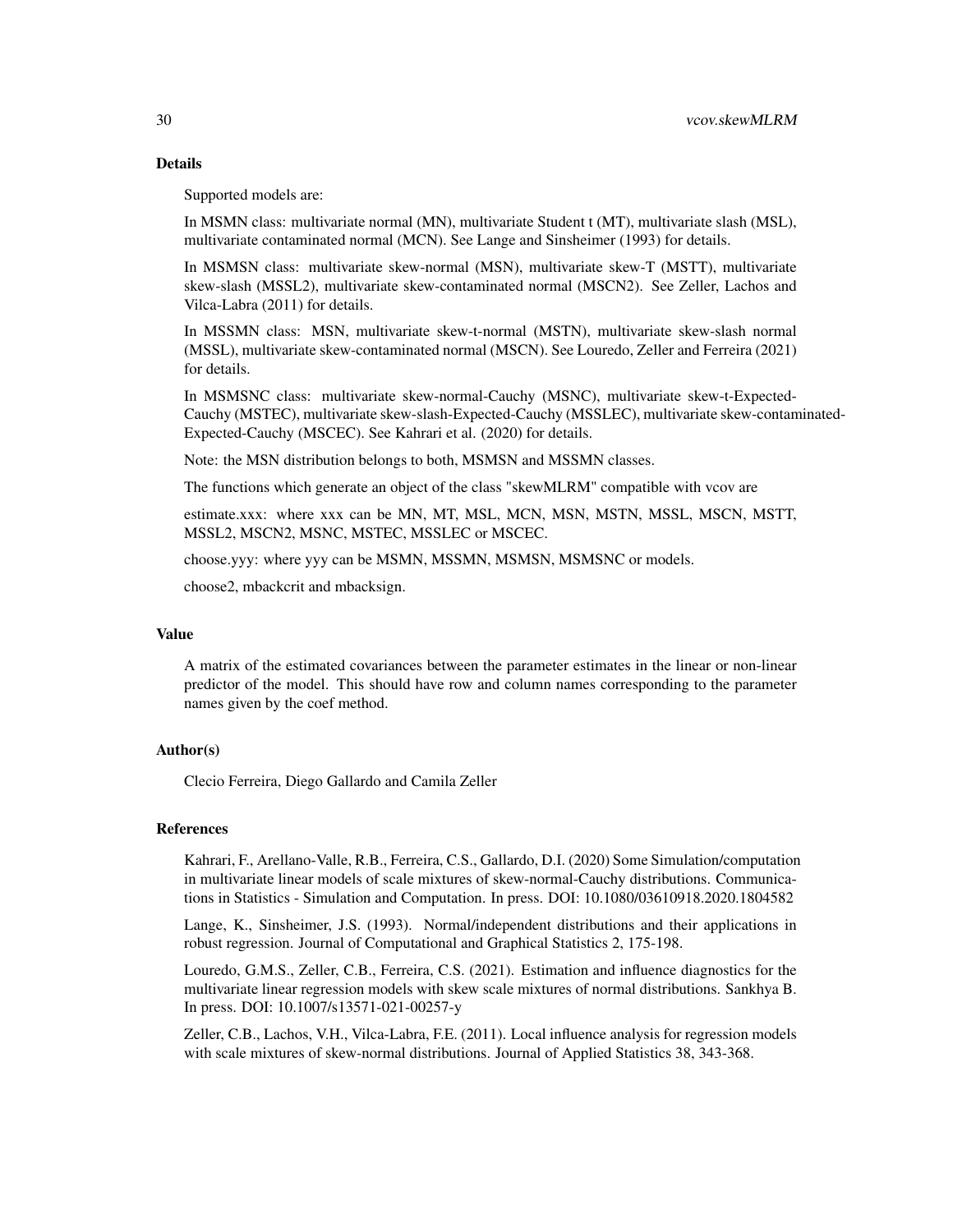### Details

Supported models are:

In MSMN class: multivariate normal (MN), multivariate Student t (MT), multivariate slash (MSL), multivariate contaminated normal (MCN). See Lange and Sinsheimer (1993) for details.

In MSMSN class: multivariate skew-normal (MSN), multivariate skew-T (MSTT), multivariate skew-slash (MSSL2), multivariate skew-contaminated normal (MSCN2). See Zeller, Lachos and Vilca-Labra (2011) for details.

In MSSMN class: MSN, multivariate skew-t-normal (MSTN), multivariate skew-slash normal (MSSL), multivariate skew-contaminated normal (MSCN). See Louredo, Zeller and Ferreira (2021) for details.

In MSMSNC class: multivariate skew-normal-Cauchy (MSNC), multivariate skew-t-Expected-Cauchy (MSTEC), multivariate skew-slash-Expected-Cauchy (MSSLEC), multivariate skew-contaminated-Expected-Cauchy (MSCEC). See Kahrari et al. (2020) for details.

Note: the MSN distribution belongs to both, MSMSN and MSSMN classes.

The functions which generate an object of the class "skewMLRM" compatible with vcov are

estimate.xxx: where xxx can be MN, MT, MSL, MCN, MSN, MSTN, MSSL, MSCN, MSTT, MSSL2, MSCN2, MSNC, MSTEC, MSSLEC or MSCEC.

choose.yyy: where yyy can be MSMN, MSSMN, MSMSN, MSMSNC or models.

choose2, mbackcrit and mbacksign.

### Value

A matrix of the estimated covariances between the parameter estimates in the linear or non-linear predictor of the model. This should have row and column names corresponding to the parameter names given by the coef method.

### Author(s)

Clecio Ferreira, Diego Gallardo and Camila Zeller

### References

Kahrari, F., Arellano-Valle, R.B., Ferreira, C.S., Gallardo, D.I. (2020) Some Simulation/computation in multivariate linear models of scale mixtures of skew-normal-Cauchy distributions. Communications in Statistics - Simulation and Computation. In press. DOI: 10.1080/03610918.2020.1804582

Lange, K., Sinsheimer, J.S. (1993). Normal/independent distributions and their applications in robust regression. Journal of Computational and Graphical Statistics 2, 175-198.

Louredo, G.M.S., Zeller, C.B., Ferreira, C.S. (2021). Estimation and influence diagnostics for the multivariate linear regression models with skew scale mixtures of normal distributions. Sankhya B. In press. DOI: 10.1007/s13571-021-00257-y

Zeller, C.B., Lachos, V.H., Vilca-Labra, F.E. (2011). Local influence analysis for regression models with scale mixtures of skew-normal distributions. Journal of Applied Statistics 38, 343-368.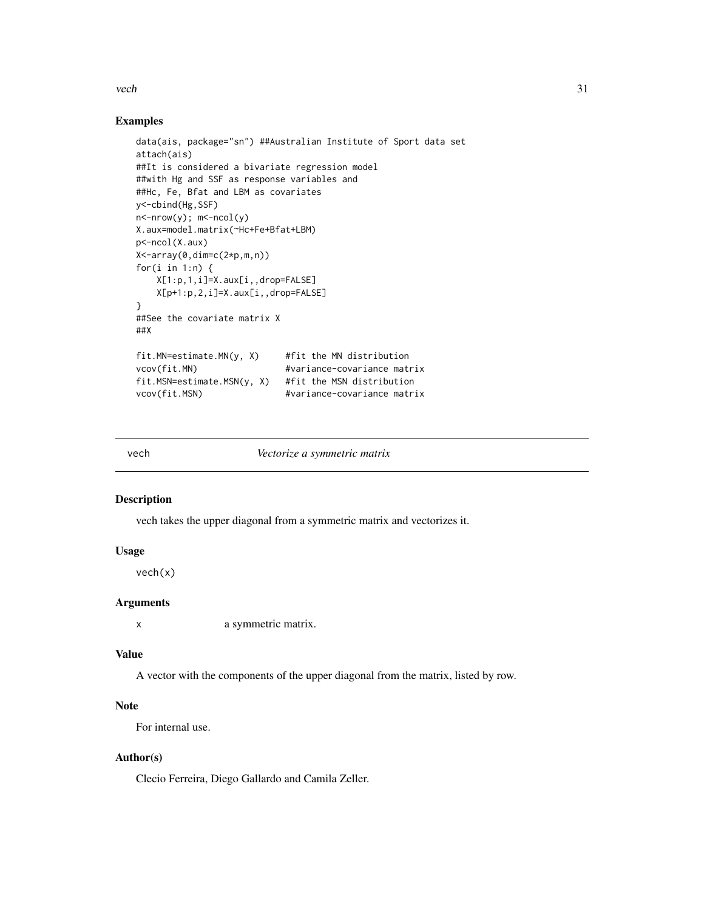## Examples

```
data(ais, package="sn") ##Australian Institute of Sport data set
attach(ais)
##It is considered a bivariate regression model
##with Hg and SSF as response variables and
##Hc, Fe, Bfat and LBM as covariates
y<-cbind(Hg,SSF)
n<-nrow(y); m<-ncol(y)
X.aux=model.matrix(~Hc+Fe+Bfat+LBM)
p<-ncol(X.aux)
X<-array(0,dim=c(2*p,m,n))
for(i in 1:n) {
    X[1:p,1,i]=X.aux[i,,drop=FALSE]
    X[p+1:p,2,i]=X.aux[i,,drop=FALSE]
}
##See the covariate matrix X
##X

fit.MN=estimate.MN(y, X)     #fit the MN distribution
vcov(fit.MN)                 #variance-covariance matrix
fit.MSN=estimate.MSN(y, X)   #fit the MSN distribution
vcov(fit.MSN)                #variance-covariance matrix
```

---

# vech — *Vectorize a symmetric matrix*

---

## Description

vech takes the upper diagonal from a symmetric matrix and vectorizes it.

## Usage

```
vech(x)
```

## Arguments

| | |
|---|---|
| x | a symmetric matrix. |

## Value

A vector with the components of the upper diagonal from the matrix, listed by row.

## Note

For internal use.

## Author(s)

Clecio Ferreira, Diego Gallardo and Camila Zeller.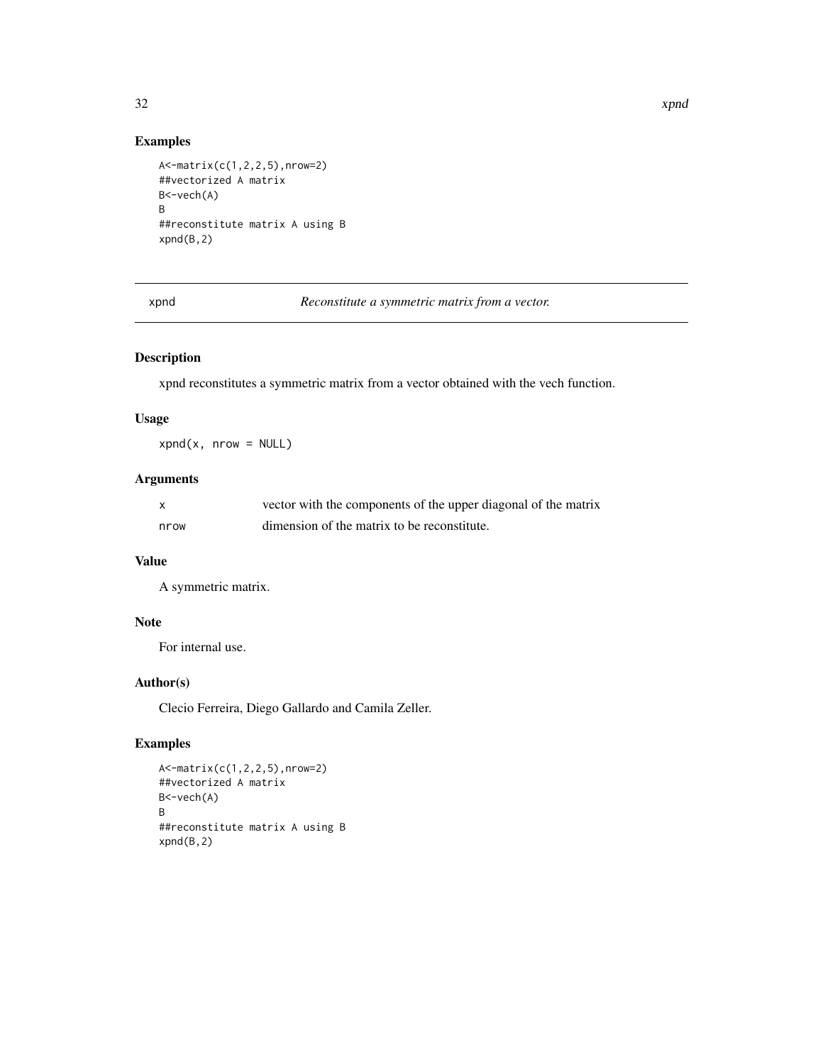## Examples

```
A<-matrix(c(1,2,2,5),nrow=2)
##vectorized A matrix
B<-vech(A)
B
##reconstitute matrix A using B
xpnd(B,2)
```

---

# xpnd — *Reconstitute a symmetric matrix from a vector.*

---

## Description

xpnd reconstitutes a symmetric matrix from a vector obtained with the vech function.

## Usage

```
xpnd(x, nrow = NULL)
```

## Arguments

| | |
|---|---|
| x | vector with the components of the upper diagonal of the matrix |
| nrow | dimension of the matrix to be reconstitute. |

## Value

A symmetric matrix.

## Note

For internal use.

## Author(s)

Clecio Ferreira, Diego Gallardo and Camila Zeller.

## Examples

```
A<-matrix(c(1,2,2,5),nrow=2)
##vectorized A matrix
B<-vech(A)
B
##reconstitute matrix A using B
xpnd(B,2)
```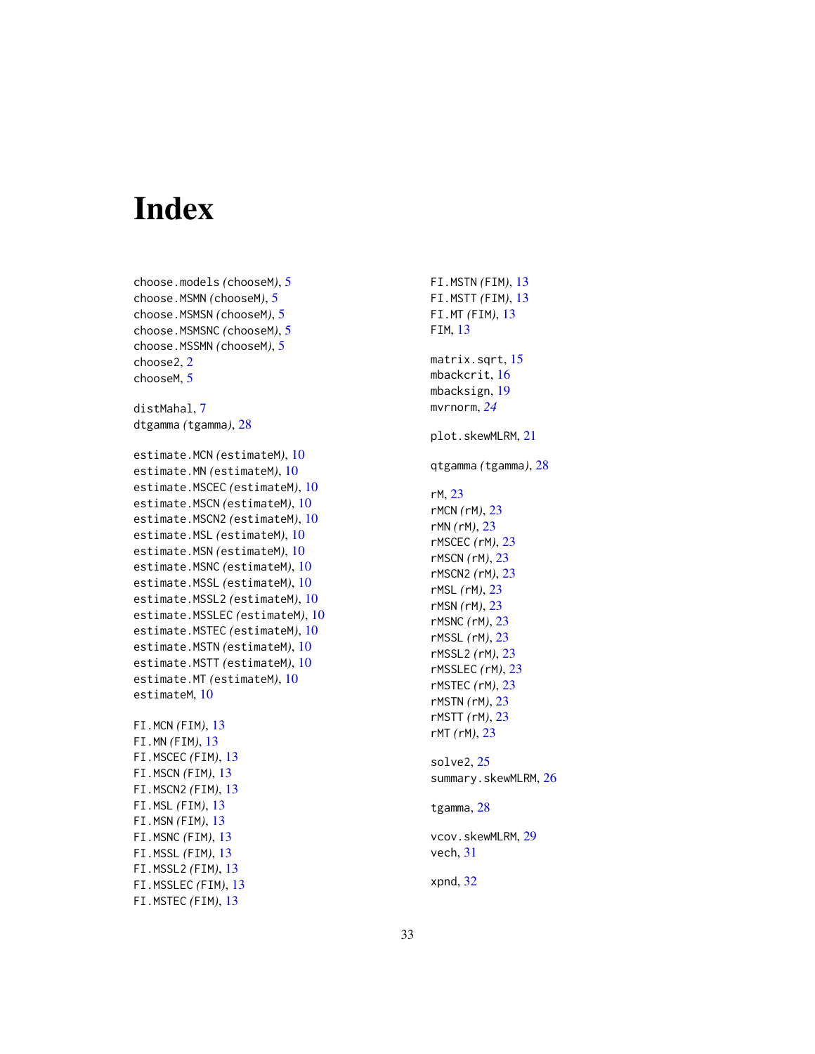# Index

choose.models (chooseM), 5
choose.MSMN (chooseM), 5
choose.MSMSN (chooseM), 5
choose.MSMSNC (chooseM), 5
choose.MSSMN (chooseM), 5
choose2, 2
chooseM, 5

distMahal, 7
dtgamma (tgamma), 28

estimate.MCN (estimateM), 10
estimate.MN (estimateM), 10
estimate.MSCEC (estimateM), 10
estimate.MSCN (estimateM), 10
estimate.MSCN2 (estimateM), 10
estimate.MSL (estimateM), 10
estimate.MSN (estimateM), 10
estimate.MSNC (estimateM), 10
estimate.MSSL (estimateM), 10
estimate.MSSL2 (estimateM), 10
estimate.MSSLEC (estimateM), 10
estimate.MSTEC (estimateM), 10
estimate.MSTN (estimateM), 10
estimate.MSTT (estimateM), 10
estimate.MT (estimateM), 10
estimateM, 10

FI.MCN (FIM), 13
FI.MN (FIM), 13
FI.MSCEC (FIM), 13
FI.MSCN (FIM), 13
FI.MSCN2 (FIM), 13
FI.MSL (FIM), 13
FI.MSN (FIM), 13
FI.MSNC (FIM), 13
FI.MSSL (FIM), 13
FI.MSSL2 (FIM), 13
FI.MSSLEC (FIM), 13
FI.MSTEC (FIM), 13
FI.MSTN (FIM), 13
FI.MSTT (FIM), 13
FI.MT (FIM), 13
FIM, 13

matrix.sqrt, 15
mbackcrit, 16
mbacksign, 19
mvrnorm, *24*

plot.skewMLRM, 21

qtgamma (tgamma), 28

rM, 23
rMCN (rM), 23
rMN (rM), 23
rMSCEC (rM), 23
rMSCN (rM), 23
rMSCN2 (rM), 23
rMSL (rM), 23
rMSN (rM), 23
rMSNC (rM), 23
rMSSL (rM), 23
rMSSL2 (rM), 23
rMSSLEC (rM), 23
rMSTEC (rM), 23
rMSTN (rM), 23
rMSTT (rM), 23
rMT (rM), 23

solve2, 25
summary.skewMLRM, 26

tgamma, 28

vcov.skewMLRM, 29
vech, 31

xpnd, 32